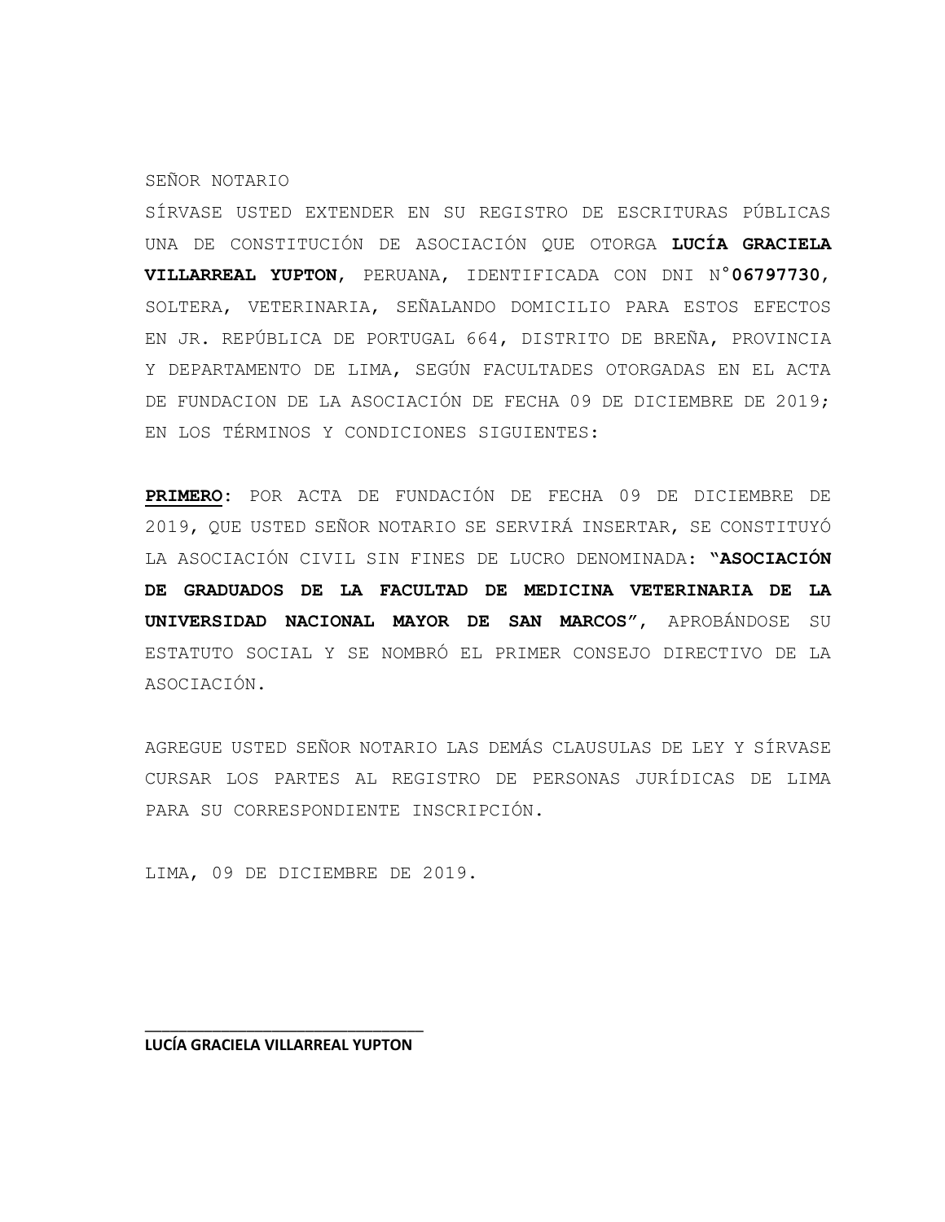SEÑOR NOTARIO

SÍRVASE USTED EXTENDER EN SU REGISTRO DE ESCRITURAS PÚBLICAS UNA DE CONSTITUCIÓN DE ASOCIACIÓN QUE OTORGA **LUCÍA GRACIELA VILLARREAL YUPTON**, PERUANA, IDENTIFICADA CON DNI N°**06797730**, SOLTERA, VETERINARIA, SEÑALANDO DOMICILIO PARA ESTOS EFECTOS EN JR. REPÚBLICA DE PORTUGAL 664, DISTRITO DE BREÑA, PROVINCIA Y DEPARTAMENTO DE LIMA, SEGÚN FACULTADES OTORGADAS EN EL ACTA DE FUNDACION DE LA ASOCIACIÓN DE FECHA 09 DE DICIEMBRE DE 2019; EN LOS TÉRMINOS Y CONDICIONES SIGUIENTES:

**PRIMERO**: POR ACTA DE FUNDACIÓN DE FECHA 09 DE DICIEMBRE DE 2019, QUE USTED SEÑOR NOTARIO SE SERVIRÁ INSERTAR, SE CONSTITUYÓ LA ASOCIACIÓN CIVIL SIN FINES DE LUCRO DENOMINADA: **"ASOCIACIÓN DE GRADUADOS DE LA FACULTAD DE MEDICINA VETERINARIA DE LA UNIVERSIDAD NACIONAL MAYOR DE SAN MARCOS"**, APROBÁNDOSE SU ESTATUTO SOCIAL Y SE NOMBRÓ EL PRIMER CONSEJO DIRECTIVO DE LA ASOCIACIÓN.

AGREGUE USTED SEÑOR NOTARIO LAS DEMÁS CLAUSULAS DE LEY Y SÍRVASE CURSAR LOS PARTES AL REGISTRO DE PERSONAS JURÍDICAS DE LIMA PARA SU CORRESPONDIENTE INSCRIPCIÓN.

LIMA, 09 DE DICIEMBRE DE 2019.

___________________________________

**LUCÍA GRACIELA VILLARREAL YUPTON**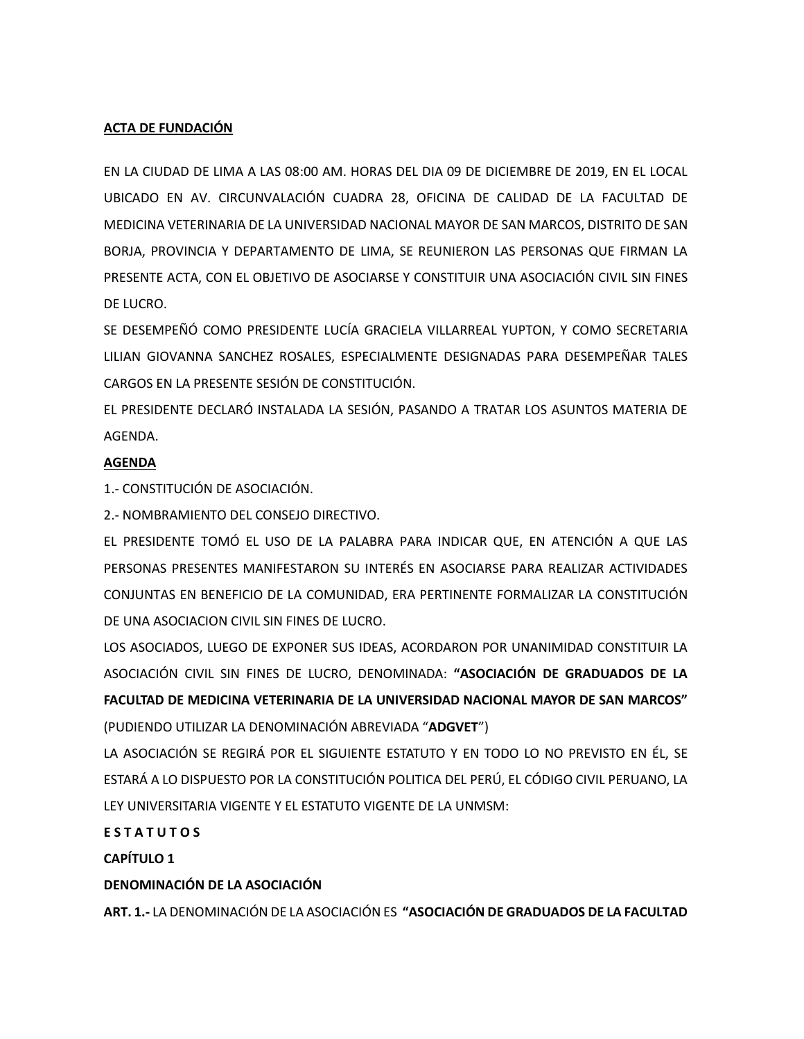**ACTA DE FUNDACIÓN**

EN LA CIUDAD DE LIMA A LAS 08:00 AM. HORAS DEL DIA 09 DE DICIEMBRE DE 2019, EN EL LOCAL UBICADO EN AV. CIRCUNVALACIÓN CUADRA 28, OFICINA DE CALIDAD DE LA FACULTAD DE MEDICINA VETERINARIA DE LA UNIVERSIDAD NACIONAL MAYOR DE SAN MARCOS, DISTRITO DE SAN BORJA, PROVINCIA Y DEPARTAMENTO DE LIMA, SE REUNIERON LAS PERSONAS QUE FIRMAN LA PRESENTE ACTA, CON EL OBJETIVO DE ASOCIARSE Y CONSTITUIR UNA ASOCIACIÓN CIVIL SIN FINES DE LUCRO.

SE DESEMPEÑÓ COMO PRESIDENTE LUCÍA GRACIELA VILLARREAL YUPTON, Y COMO SECRETARIA LILIAN GIOVANNA SANCHEZ ROSALES, ESPECIALMENTE DESIGNADAS PARA DESEMPEÑAR TALES CARGOS EN LA PRESENTE SESIÓN DE CONSTITUCIÓN.

EL PRESIDENTE DECLARÓ INSTALADA LA SESIÓN, PASANDO A TRATAR LOS ASUNTOS MATERIA DE AGENDA.

**AGENDA**

1.- CONSTITUCIÓN DE ASOCIACIÓN.

2.- NOMBRAMIENTO DEL CONSEJO DIRECTIVO.

EL PRESIDENTE TOMÓ EL USO DE LA PALABRA PARA INDICAR QUE, EN ATENCIÓN A QUE LAS PERSONAS PRESENTES MANIFESTARON SU INTERÉS EN ASOCIARSE PARA REALIZAR ACTIVIDADES CONJUNTAS EN BENEFICIO DE LA COMUNIDAD, ERA PERTINENTE FORMALIZAR LA CONSTITUCIÓN DE UNA ASOCIACION CIVIL SIN FINES DE LUCRO.

LOS ASOCIADOS, LUEGO DE EXPONER SUS IDEAS, ACORDARON POR UNANIMIDAD CONSTITUIR LA ASOCIACIÓN CIVIL SIN FINES DE LUCRO, DENOMINADA: **"ASOCIACIÓN DE GRADUADOS DE LA FACULTAD DE MEDICINA VETERINARIA DE LA UNIVERSIDAD NACIONAL MAYOR DE SAN MARCOS"** (PUDIENDO UTILIZAR LA DENOMINACIÓN ABREVIADA "**ADGVET**")

LA ASOCIACIÓN SE REGIRÁ POR EL SIGUIENTE ESTATUTO Y EN TODO LO NO PREVISTO EN ÉL, SE ESTARÁ A LO DISPUESTO POR LA CONSTITUCIÓN POLITICA DEL PERÚ, EL CÓDIGO CIVIL PERUANO, LA LEY UNIVERSITARIA VIGENTE Y EL ESTATUTO VIGENTE DE LA UNMSM:

**E S T A T U T O S**

**CAPÍTULO 1**

**DENOMINACIÓN DE LA ASOCIACIÓN**

**ART. 1.-** LA DENOMINACIÓN DE LA ASOCIACIÓN ES **"ASOCIACIÓN DE GRADUADOS DE LA FACULTAD**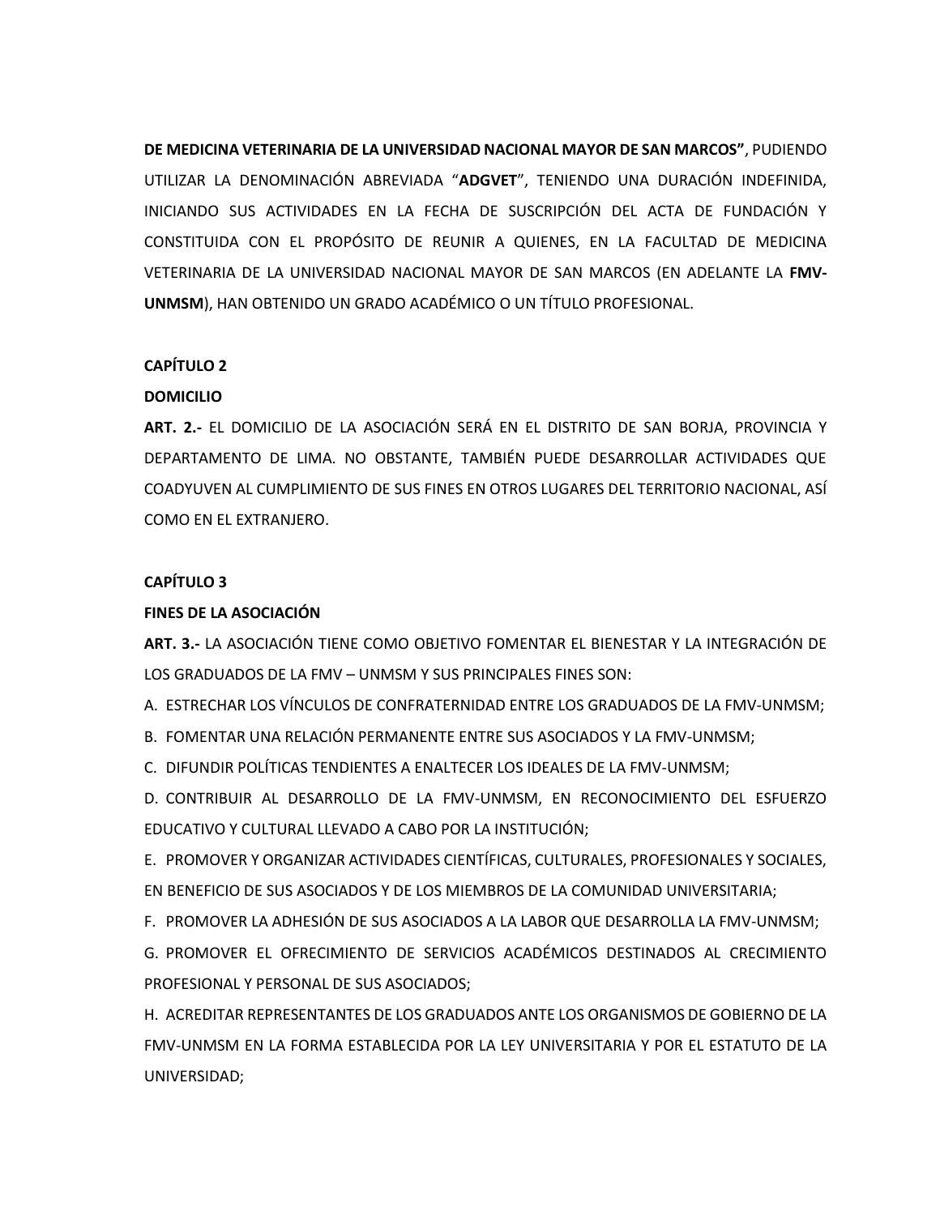**DE MEDICINA VETERINARIA DE LA UNIVERSIDAD NACIONAL MAYOR DE SAN MARCOS"**, PUDIENDO UTILIZAR LA DENOMINACIÓN ABREVIADA "**ADGVET**", TENIENDO UNA DURACIÓN INDEFINIDA, INICIANDO SUS ACTIVIDADES EN LA FECHA DE SUSCRIPCIÓN DEL ACTA DE FUNDACIÓN Y CONSTITUIDA CON EL PROPÓSITO DE REUNIR A QUIENES, EN LA FACULTAD DE MEDICINA VETERINARIA DE LA UNIVERSIDAD NACIONAL MAYOR DE SAN MARCOS (EN ADELANTE LA **FMV-UNMSM**), HAN OBTENIDO UN GRADO ACADÉMICO O UN TÍTULO PROFESIONAL.

**CAPÍTULO 2**

**DOMICILIO**

**ART. 2.-** EL DOMICILIO DE LA ASOCIACIÓN SERÁ EN EL DISTRITO DE SAN BORJA, PROVINCIA Y DEPARTAMENTO DE LIMA. NO OBSTANTE, TAMBIÉN PUEDE DESARROLLAR ACTIVIDADES QUE COADYUVEN AL CUMPLIMIENTO DE SUS FINES EN OTROS LUGARES DEL TERRITORIO NACIONAL, ASÍ COMO EN EL EXTRANJERO.

**CAPÍTULO 3**

**FINES DE LA ASOCIACIÓN**

**ART. 3.-** LA ASOCIACIÓN TIENE COMO OBJETIVO FOMENTAR EL BIENESTAR Y LA INTEGRACIÓN DE LOS GRADUADOS DE LA FMV – UNMSM Y SUS PRINCIPALES FINES SON:

A. ESTRECHAR LOS VÍNCULOS DE CONFRATERNIDAD ENTRE LOS GRADUADOS DE LA FMV-UNMSM;

B. FOMENTAR UNA RELACIÓN PERMANENTE ENTRE SUS ASOCIADOS Y LA FMV-UNMSM;

C. DIFUNDIR POLÍTICAS TENDIENTES A ENALTECER LOS IDEALES DE LA FMV-UNMSM;

D. CONTRIBUIR AL DESARROLLO DE LA FMV-UNMSM, EN RECONOCIMIENTO DEL ESFUERZO EDUCATIVO Y CULTURAL LLEVADO A CABO POR LA INSTITUCIÓN;

E. PROMOVER Y ORGANIZAR ACTIVIDADES CIENTÍFICAS, CULTURALES, PROFESIONALES Y SOCIALES, EN BENEFICIO DE SUS ASOCIADOS Y DE LOS MIEMBROS DE LA COMUNIDAD UNIVERSITARIA;

F. PROMOVER LA ADHESIÓN DE SUS ASOCIADOS A LA LABOR QUE DESARROLLA LA FMV-UNMSM;

G. PROMOVER EL OFRECIMIENTO DE SERVICIOS ACADÉMICOS DESTINADOS AL CRECIMIENTO PROFESIONAL Y PERSONAL DE SUS ASOCIADOS;

H. ACREDITAR REPRESENTANTES DE LOS GRADUADOS ANTE LOS ORGANISMOS DE GOBIERNO DE LA FMV-UNMSM EN LA FORMA ESTABLECIDA POR LA LEY UNIVERSITARIA Y POR EL ESTATUTO DE LA UNIVERSIDAD;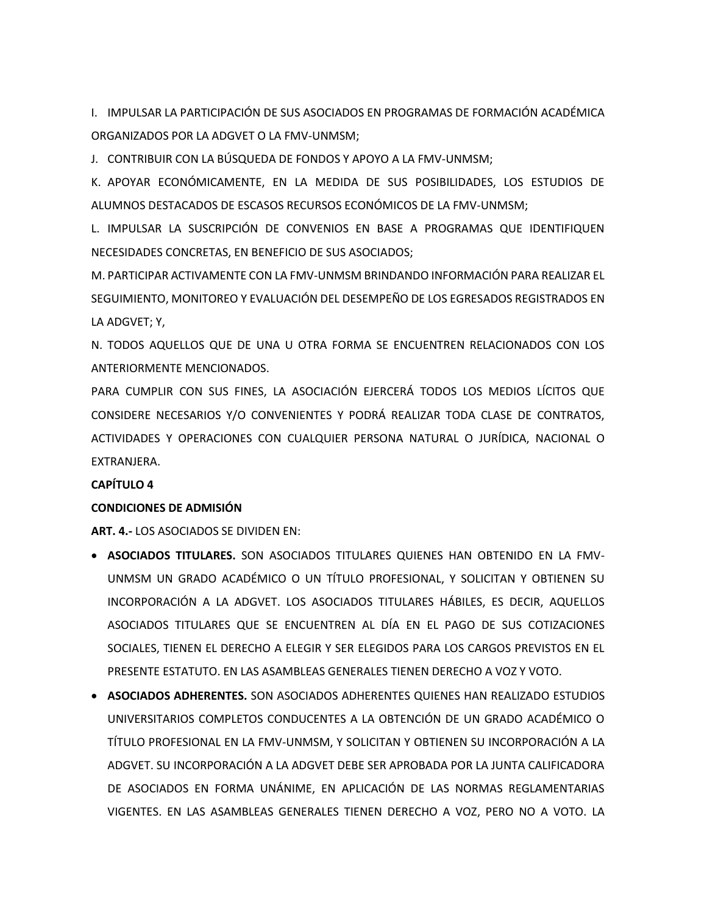I. IMPULSAR LA PARTICIPACIÓN DE SUS ASOCIADOS EN PROGRAMAS DE FORMACIÓN ACADÉMICA ORGANIZADOS POR LA ADGVET O LA FMV-UNMSM;

J. CONTRIBUIR CON LA BÚSQUEDA DE FONDOS Y APOYO A LA FMV-UNMSM;

K. APOYAR ECONÓMICAMENTE, EN LA MEDIDA DE SUS POSIBILIDADES, LOS ESTUDIOS DE ALUMNOS DESTACADOS DE ESCASOS RECURSOS ECONÓMICOS DE LA FMV-UNMSM;

L. IMPULSAR LA SUSCRIPCIÓN DE CONVENIOS EN BASE A PROGRAMAS QUE IDENTIFIQUEN NECESIDADES CONCRETAS, EN BENEFICIO DE SUS ASOCIADOS;

M. PARTICIPAR ACTIVAMENTE CON LA FMV-UNMSM BRINDANDO INFORMACIÓN PARA REALIZAR EL SEGUIMIENTO, MONITOREO Y EVALUACIÓN DEL DESEMPEÑO DE LOS EGRESADOS REGISTRADOS EN LA ADGVET; Y,

N. TODOS AQUELLOS QUE DE UNA U OTRA FORMA SE ENCUENTREN RELACIONADOS CON LOS ANTERIORMENTE MENCIONADOS.

PARA CUMPLIR CON SUS FINES, LA ASOCIACIÓN EJERCERÁ TODOS LOS MEDIOS LÍCITOS QUE CONSIDERE NECESARIOS Y/O CONVENIENTES Y PODRÁ REALIZAR TODA CLASE DE CONTRATOS, ACTIVIDADES Y OPERACIONES CON CUALQUIER PERSONA NATURAL O JURÍDICA, NACIONAL O EXTRANJERA.

## CAPÍTULO 4

## CONDICIONES DE ADMISIÓN

**ART. 4.-** LOS ASOCIADOS SE DIVIDEN EN:

- **ASOCIADOS TITULARES.** SON ASOCIADOS TITULARES QUIENES HAN OBTENIDO EN LA FMV-UNMSM UN GRADO ACADÉMICO O UN TÍTULO PROFESIONAL, Y SOLICITAN Y OBTIENEN SU INCORPORACIÓN A LA ADGVET. LOS ASOCIADOS TITULARES HÁBILES, ES DECIR, AQUELLOS ASOCIADOS TITULARES QUE SE ENCUENTREN AL DÍA EN EL PAGO DE SUS COTIZACIONES SOCIALES, TIENEN EL DERECHO A ELEGIR Y SER ELEGIDOS PARA LOS CARGOS PREVISTOS EN EL PRESENTE ESTATUTO. EN LAS ASAMBLEAS GENERALES TIENEN DERECHO A VOZ Y VOTO.
- **ASOCIADOS ADHERENTES.** SON ASOCIADOS ADHERENTES QUIENES HAN REALIZADO ESTUDIOS UNIVERSITARIOS COMPLETOS CONDUCENTES A LA OBTENCIÓN DE UN GRADO ACADÉMICO O TÍTULO PROFESIONAL EN LA FMV-UNMSM, Y SOLICITAN Y OBTIENEN SU INCORPORACIÓN A LA ADGVET. SU INCORPORACIÓN A LA ADGVET DEBE SER APROBADA POR LA JUNTA CALIFICADORA DE ASOCIADOS EN FORMA UNÁNIME, EN APLICACIÓN DE LAS NORMAS REGLAMENTARIAS VIGENTES. EN LAS ASAMBLEAS GENERALES TIENEN DERECHO A VOZ, PERO NO A VOTO. LA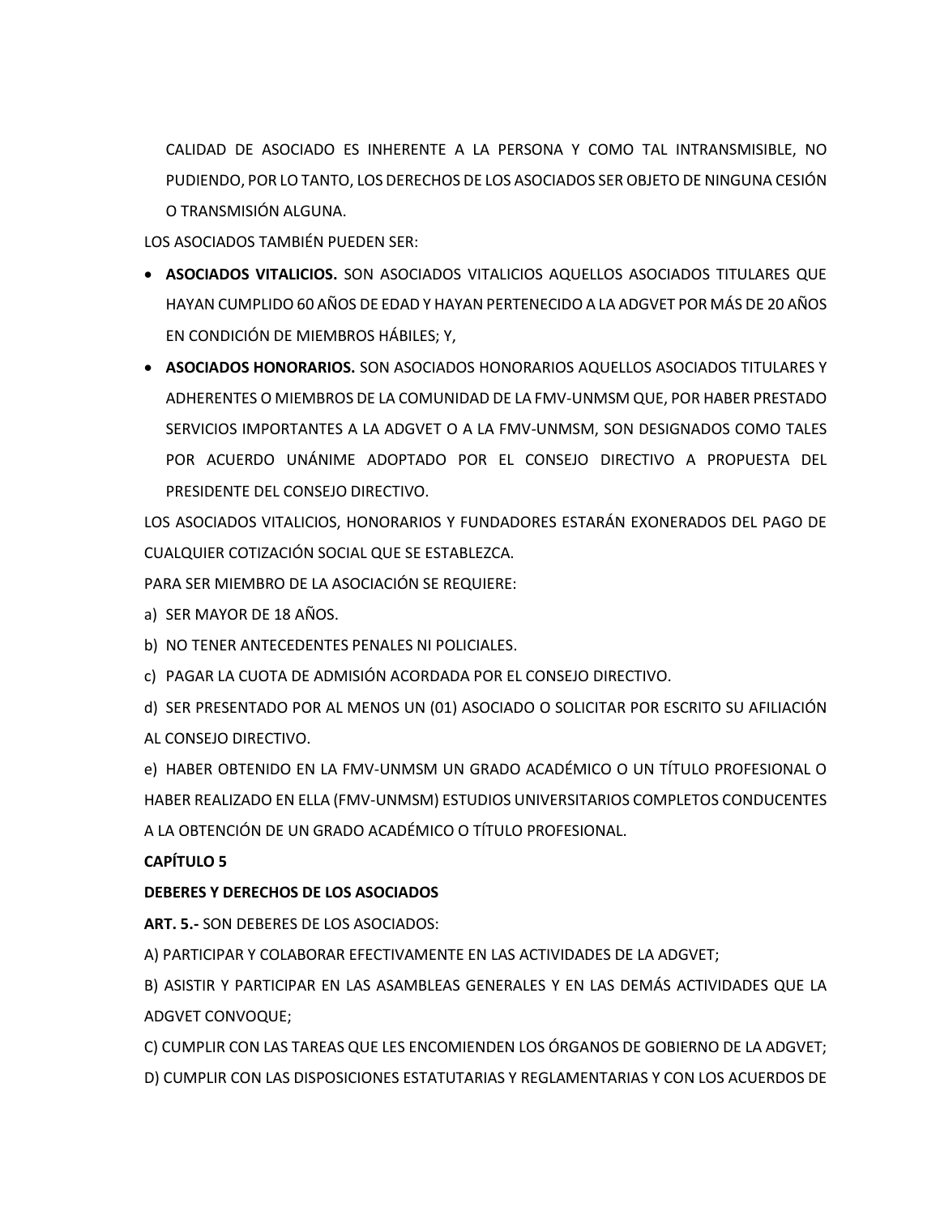CALIDAD DE ASOCIADO ES INHERENTE A LA PERSONA Y COMO TAL INTRANSMISIBLE, NO PUDIENDO, POR LO TANTO, LOS DERECHOS DE LOS ASOCIADOS SER OBJETO DE NINGUNA CESIÓN O TRANSMISIÓN ALGUNA.

LOS ASOCIADOS TAMBIÉN PUEDEN SER:

- **ASOCIADOS VITALICIOS.** SON ASOCIADOS VITALICIOS AQUELLOS ASOCIADOS TITULARES QUE HAYAN CUMPLIDO 60 AÑOS DE EDAD Y HAYAN PERTENECIDO A LA ADGVET POR MÁS DE 20 AÑOS EN CONDICIÓN DE MIEMBROS HÁBILES; Y,
- **ASOCIADOS HONORARIOS.** SON ASOCIADOS HONORARIOS AQUELLOS ASOCIADOS TITULARES Y ADHERENTES O MIEMBROS DE LA COMUNIDAD DE LA FMV-UNMSM QUE, POR HABER PRESTADO SERVICIOS IMPORTANTES A LA ADGVET O A LA FMV-UNMSM, SON DESIGNADOS COMO TALES POR ACUERDO UNÁNIME ADOPTADO POR EL CONSEJO DIRECTIVO A PROPUESTA DEL PRESIDENTE DEL CONSEJO DIRECTIVO.

LOS ASOCIADOS VITALICIOS, HONORARIOS Y FUNDADORES ESTARÁN EXONERADOS DEL PAGO DE CUALQUIER COTIZACIÓN SOCIAL QUE SE ESTABLEZCA.

PARA SER MIEMBRO DE LA ASOCIACIÓN SE REQUIERE:

a) SER MAYOR DE 18 AÑOS.

b) NO TENER ANTECEDENTES PENALES NI POLICIALES.

c) PAGAR LA CUOTA DE ADMISIÓN ACORDADA POR EL CONSEJO DIRECTIVO.

d) SER PRESENTADO POR AL MENOS UN (01) ASOCIADO O SOLICITAR POR ESCRITO SU AFILIACIÓN AL CONSEJO DIRECTIVO.

e) HABER OBTENIDO EN LA FMV-UNMSM UN GRADO ACADÉMICO O UN TÍTULO PROFESIONAL O HABER REALIZADO EN ELLA (FMV-UNMSM) ESTUDIOS UNIVERSITARIOS COMPLETOS CONDUCENTES A LA OBTENCIÓN DE UN GRADO ACADÉMICO O TÍTULO PROFESIONAL.

## CAPÍTULO 5

## DEBERES Y DERECHOS DE LOS ASOCIADOS

**ART. 5.-** SON DEBERES DE LOS ASOCIADOS:

A) PARTICIPAR Y COLABORAR EFECTIVAMENTE EN LAS ACTIVIDADES DE LA ADGVET;

B) ASISTIR Y PARTICIPAR EN LAS ASAMBLEAS GENERALES Y EN LAS DEMÁS ACTIVIDADES QUE LA ADGVET CONVOQUE;

C) CUMPLIR CON LAS TAREAS QUE LES ENCOMIENDEN LOS ÓRGANOS DE GOBIERNO DE LA ADGVET;

D) CUMPLIR CON LAS DISPOSICIONES ESTATUTARIAS Y REGLAMENTARIAS Y CON LOS ACUERDOS DE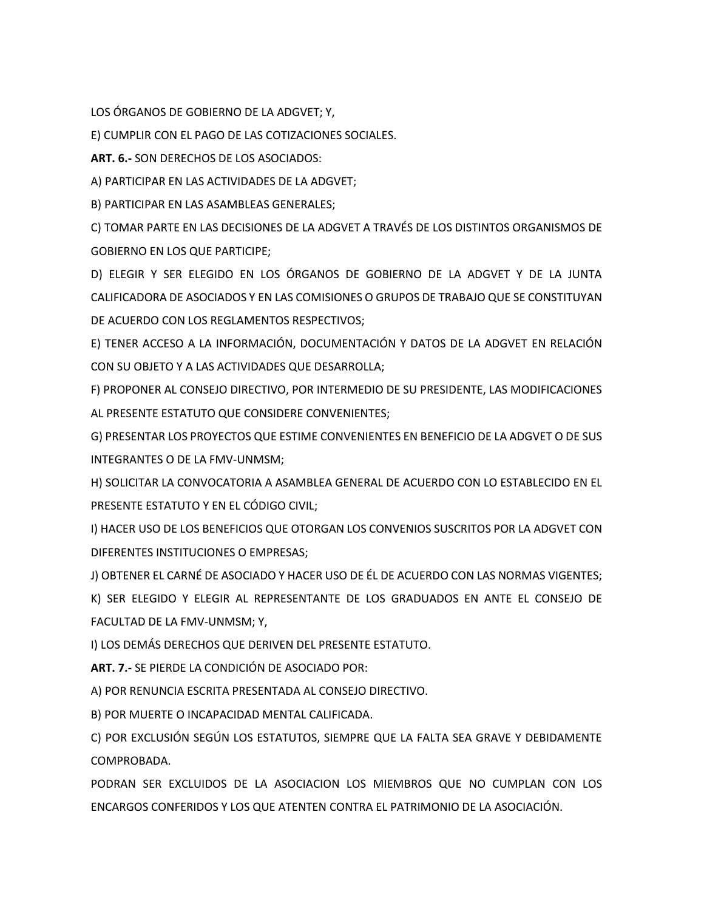LOS ÓRGANOS DE GOBIERNO DE LA ADGVET; Y,

E) CUMPLIR CON EL PAGO DE LAS COTIZACIONES SOCIALES.

**ART. 6.-** SON DERECHOS DE LOS ASOCIADOS:

A) PARTICIPAR EN LAS ACTIVIDADES DE LA ADGVET;

B) PARTICIPAR EN LAS ASAMBLEAS GENERALES;

C) TOMAR PARTE EN LAS DECISIONES DE LA ADGVET A TRAVÉS DE LOS DISTINTOS ORGANISMOS DE GOBIERNO EN LOS QUE PARTICIPE;

D) ELEGIR Y SER ELEGIDO EN LOS ÓRGANOS DE GOBIERNO DE LA ADGVET Y DE LA JUNTA CALIFICADORA DE ASOCIADOS Y EN LAS COMISIONES O GRUPOS DE TRABAJO QUE SE CONSTITUYAN DE ACUERDO CON LOS REGLAMENTOS RESPECTIVOS;

E) TENER ACCESO A LA INFORMACIÓN, DOCUMENTACIÓN Y DATOS DE LA ADGVET EN RELACIÓN CON SU OBJETO Y A LAS ACTIVIDADES QUE DESARROLLA;

F) PROPONER AL CONSEJO DIRECTIVO, POR INTERMEDIO DE SU PRESIDENTE, LAS MODIFICACIONES AL PRESENTE ESTATUTO QUE CONSIDERE CONVENIENTES;

G) PRESENTAR LOS PROYECTOS QUE ESTIME CONVENIENTES EN BENEFICIO DE LA ADGVET O DE SUS INTEGRANTES O DE LA FMV-UNMSM;

H) SOLICITAR LA CONVOCATORIA A ASAMBLEA GENERAL DE ACUERDO CON LO ESTABLECIDO EN EL PRESENTE ESTATUTO Y EN EL CÓDIGO CIVIL;

I) HACER USO DE LOS BENEFICIOS QUE OTORGAN LOS CONVENIOS SUSCRITOS POR LA ADGVET CON DIFERENTES INSTITUCIONES O EMPRESAS;

J) OBTENER EL CARNÉ DE ASOCIADO Y HACER USO DE ÉL DE ACUERDO CON LAS NORMAS VIGENTES;

K) SER ELEGIDO Y ELEGIR AL REPRESENTANTE DE LOS GRADUADOS EN ANTE EL CONSEJO DE FACULTAD DE LA FMV-UNMSM; Y,

I) LOS DEMÁS DERECHOS QUE DERIVEN DEL PRESENTE ESTATUTO.

**ART. 7.-** SE PIERDE LA CONDICIÓN DE ASOCIADO POR:

A) POR RENUNCIA ESCRITA PRESENTADA AL CONSEJO DIRECTIVO.

B) POR MUERTE O INCAPACIDAD MENTAL CALIFICADA.

C) POR EXCLUSIÓN SEGÚN LOS ESTATUTOS, SIEMPRE QUE LA FALTA SEA GRAVE Y DEBIDAMENTE COMPROBADA.

PODRAN SER EXCLUIDOS DE LA ASOCIACION LOS MIEMBROS QUE NO CUMPLAN CON LOS ENCARGOS CONFERIDOS Y LOS QUE ATENTEN CONTRA EL PATRIMONIO DE LA ASOCIACIÓN.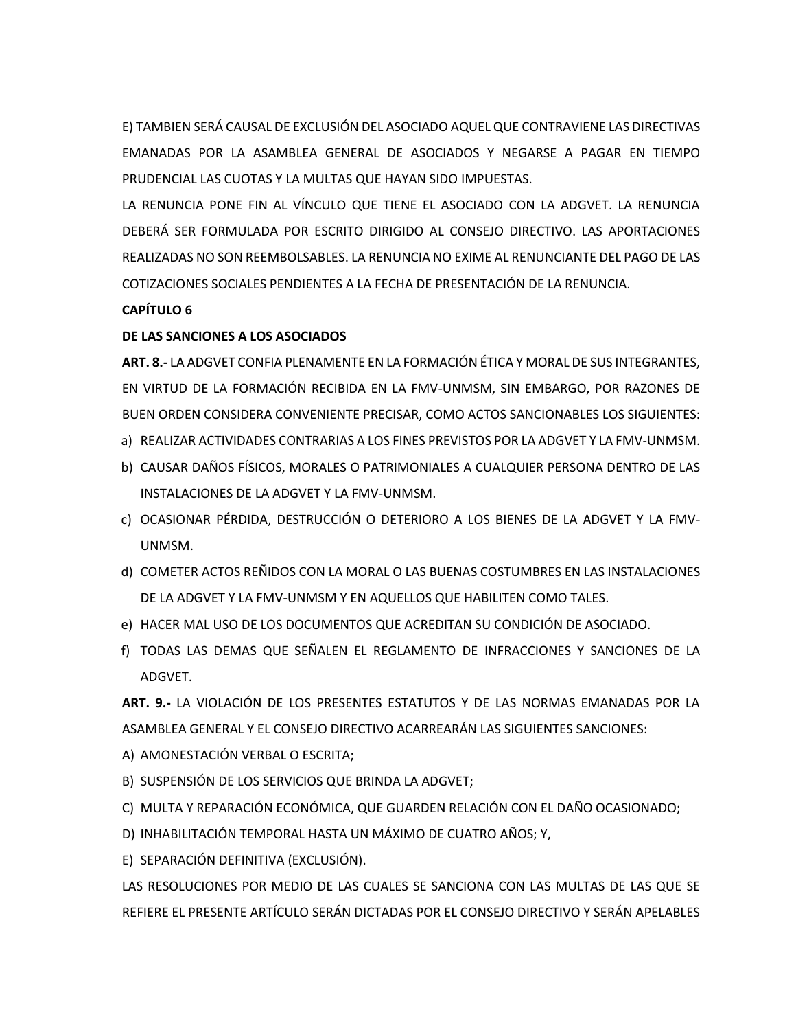E) TAMBIEN SERÁ CAUSAL DE EXCLUSIÓN DEL ASOCIADO AQUEL QUE CONTRAVIENE LAS DIRECTIVAS EMANADAS POR LA ASAMBLEA GENERAL DE ASOCIADOS Y NEGARSE A PAGAR EN TIEMPO PRUDENCIAL LAS CUOTAS Y LA MULTAS QUE HAYAN SIDO IMPUESTAS.

LA RENUNCIA PONE FIN AL VÍNCULO QUE TIENE EL ASOCIADO CON LA ADGVET. LA RENUNCIA DEBERÁ SER FORMULADA POR ESCRITO DIRIGIDO AL CONSEJO DIRECTIVO. LAS APORTACIONES REALIZADAS NO SON REEMBOLSABLES. LA RENUNCIA NO EXIME AL RENUNCIANTE DEL PAGO DE LAS COTIZACIONES SOCIALES PENDIENTES A LA FECHA DE PRESENTACIÓN DE LA RENUNCIA.

**CAPÍTULO 6**

**DE LAS SANCIONES A LOS ASOCIADOS**

**ART. 8.-** LA ADGVET CONFIA PLENAMENTE EN LA FORMACIÓN ÉTICA Y MORAL DE SUS INTEGRANTES, EN VIRTUD DE LA FORMACIÓN RECIBIDA EN LA FMV-UNMSM, SIN EMBARGO, POR RAZONES DE BUEN ORDEN CONSIDERA CONVENIENTE PRECISAR, COMO ACTOS SANCIONABLES LOS SIGUIENTES:

a) REALIZAR ACTIVIDADES CONTRARIAS A LOS FINES PREVISTOS POR LA ADGVET Y LA FMV-UNMSM.
b) CAUSAR DAÑOS FÍSICOS, MORALES O PATRIMONIALES A CUALQUIER PERSONA DENTRO DE LAS INSTALACIONES DE LA ADGVET Y LA FMV-UNMSM.
c) OCASIONAR PÉRDIDA, DESTRUCCIÓN O DETERIORO A LOS BIENES DE LA ADGVET Y LA FMV-UNMSM.
d) COMETER ACTOS REÑIDOS CON LA MORAL O LAS BUENAS COSTUMBRES EN LAS INSTALACIONES DE LA ADGVET Y LA FMV-UNMSM Y EN AQUELLOS QUE HABILITEN COMO TALES.
e) HACER MAL USO DE LOS DOCUMENTOS QUE ACREDITAN SU CONDICIÓN DE ASOCIADO.
f) TODAS LAS DEMAS QUE SEÑALEN EL REGLAMENTO DE INFRACCIONES Y SANCIONES DE LA ADGVET.

**ART. 9.-** LA VIOLACIÓN DE LOS PRESENTES ESTATUTOS Y DE LAS NORMAS EMANADAS POR LA ASAMBLEA GENERAL Y EL CONSEJO DIRECTIVO ACARREARÁN LAS SIGUIENTES SANCIONES:

A) AMONESTACIÓN VERBAL O ESCRITA;
B) SUSPENSIÓN DE LOS SERVICIOS QUE BRINDA LA ADGVET;
C) MULTA Y REPARACIÓN ECONÓMICA, QUE GUARDEN RELACIÓN CON EL DAÑO OCASIONADO;
D) INHABILITACIÓN TEMPORAL HASTA UN MÁXIMO DE CUATRO AÑOS; Y,
E) SEPARACIÓN DEFINITIVA (EXCLUSIÓN).

LAS RESOLUCIONES POR MEDIO DE LAS CUALES SE SANCIONA CON LAS MULTAS DE LAS QUE SE REFIERE EL PRESENTE ARTÍCULO SERÁN DICTADAS POR EL CONSEJO DIRECTIVO Y SERÁN APELABLES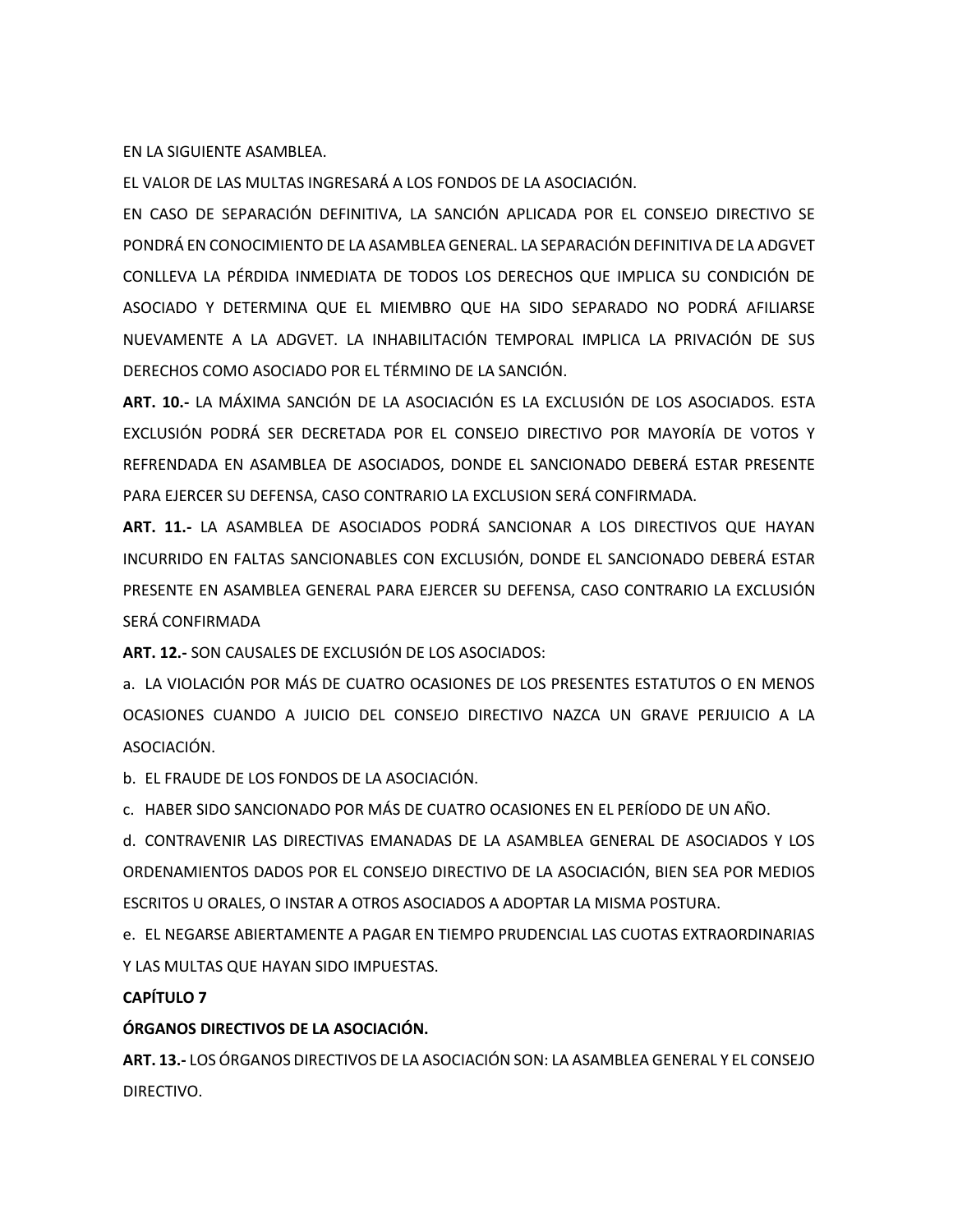EN LA SIGUIENTE ASAMBLEA.

EL VALOR DE LAS MULTAS INGRESARÁ A LOS FONDOS DE LA ASOCIACIÓN.

EN CASO DE SEPARACIÓN DEFINITIVA, LA SANCIÓN APLICADA POR EL CONSEJO DIRECTIVO SE PONDRÁ EN CONOCIMIENTO DE LA ASAMBLEA GENERAL. LA SEPARACIÓN DEFINITIVA DE LA ADGVET CONLLEVA LA PÉRDIDA INMEDIATA DE TODOS LOS DERECHOS QUE IMPLICA SU CONDICIÓN DE ASOCIADO Y DETERMINA QUE EL MIEMBRO QUE HA SIDO SEPARADO NO PODRÁ AFILIARSE NUEVAMENTE A LA ADGVET. LA INHABILITACIÓN TEMPORAL IMPLICA LA PRIVACIÓN DE SUS DERECHOS COMO ASOCIADO POR EL TÉRMINO DE LA SANCIÓN.

**ART. 10.-** LA MÁXIMA SANCIÓN DE LA ASOCIACIÓN ES LA EXCLUSIÓN DE LOS ASOCIADOS. ESTA EXCLUSIÓN PODRÁ SER DECRETADA POR EL CONSEJO DIRECTIVO POR MAYORÍA DE VOTOS Y REFRENDADA EN ASAMBLEA DE ASOCIADOS, DONDE EL SANCIONADO DEBERÁ ESTAR PRESENTE PARA EJERCER SU DEFENSA, CASO CONTRARIO LA EXCLUSION SERÁ CONFIRMADA.

**ART. 11.-** LA ASAMBLEA DE ASOCIADOS PODRÁ SANCIONAR A LOS DIRECTIVOS QUE HAYAN INCURRIDO EN FALTAS SANCIONABLES CON EXCLUSIÓN, DONDE EL SANCIONADO DEBERÁ ESTAR PRESENTE EN ASAMBLEA GENERAL PARA EJERCER SU DEFENSA, CASO CONTRARIO LA EXCLUSIÓN SERÁ CONFIRMADA

**ART. 12.-** SON CAUSALES DE EXCLUSIÓN DE LOS ASOCIADOS:

a. LA VIOLACIÓN POR MÁS DE CUATRO OCASIONES DE LOS PRESENTES ESTATUTOS O EN MENOS OCASIONES CUANDO A JUICIO DEL CONSEJO DIRECTIVO NAZCA UN GRAVE PERJUICIO A LA ASOCIACIÓN.

b. EL FRAUDE DE LOS FONDOS DE LA ASOCIACIÓN.

c. HABER SIDO SANCIONADO POR MÁS DE CUATRO OCASIONES EN EL PERÍODO DE UN AÑO.

d. CONTRAVENIR LAS DIRECTIVAS EMANADAS DE LA ASAMBLEA GENERAL DE ASOCIADOS Y LOS ORDENAMIENTOS DADOS POR EL CONSEJO DIRECTIVO DE LA ASOCIACIÓN, BIEN SEA POR MEDIOS ESCRITOS U ORALES, O INSTAR A OTROS ASOCIADOS A ADOPTAR LA MISMA POSTURA.

e. EL NEGARSE ABIERTAMENTE A PAGAR EN TIEMPO PRUDENCIAL LAS CUOTAS EXTRAORDINARIAS Y LAS MULTAS QUE HAYAN SIDO IMPUESTAS.

## CAPÍTULO 7

## ÓRGANOS DIRECTIVOS DE LA ASOCIACIÓN.

**ART. 13.-** LOS ÓRGANOS DIRECTIVOS DE LA ASOCIACIÓN SON: LA ASAMBLEA GENERAL Y EL CONSEJO DIRECTIVO.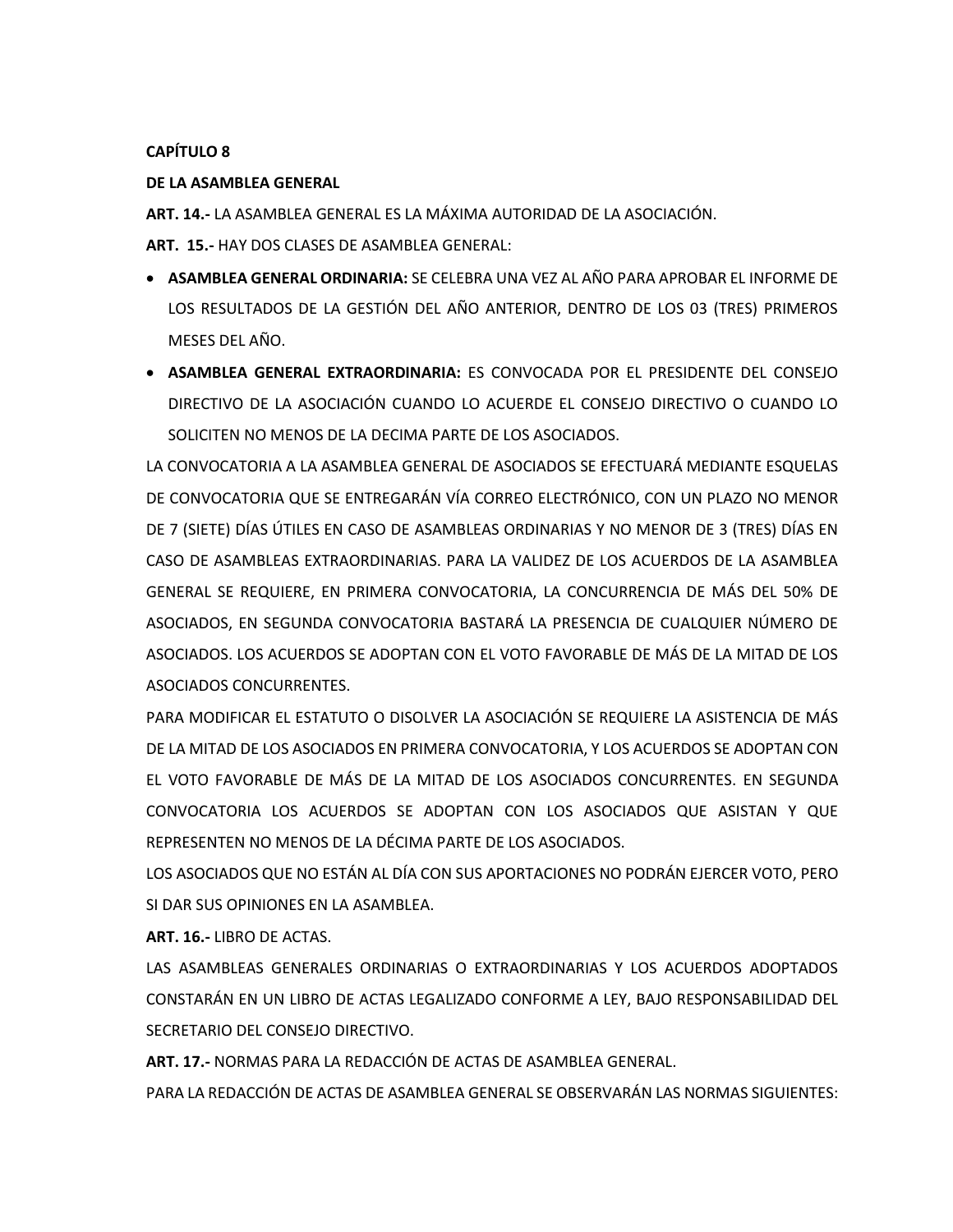**CAPÍTULO 8**

**DE LA ASAMBLEA GENERAL**

**ART. 14.-** LA ASAMBLEA GENERAL ES LA MÁXIMA AUTORIDAD DE LA ASOCIACIÓN.

**ART. 15.-** HAY DOS CLASES DE ASAMBLEA GENERAL:

- **ASAMBLEA GENERAL ORDINARIA:** SE CELEBRA UNA VEZ AL AÑO PARA APROBAR EL INFORME DE LOS RESULTADOS DE LA GESTIÓN DEL AÑO ANTERIOR, DENTRO DE LOS 03 (TRES) PRIMEROS MESES DEL AÑO.
- **ASAMBLEA GENERAL EXTRAORDINARIA:** ES CONVOCADA POR EL PRESIDENTE DEL CONSEJO DIRECTIVO DE LA ASOCIACIÓN CUANDO LO ACUERDE EL CONSEJO DIRECTIVO O CUANDO LO SOLICITEN NO MENOS DE LA DECIMA PARTE DE LOS ASOCIADOS.

LA CONVOCATORIA A LA ASAMBLEA GENERAL DE ASOCIADOS SE EFECTUARÁ MEDIANTE ESQUELAS DE CONVOCATORIA QUE SE ENTREGARÁN VÍA CORREO ELECTRÓNICO, CON UN PLAZO NO MENOR DE 7 (SIETE) DÍAS ÚTILES EN CASO DE ASAMBLEAS ORDINARIAS Y NO MENOR DE 3 (TRES) DÍAS EN CASO DE ASAMBLEAS EXTRAORDINARIAS. PARA LA VALIDEZ DE LOS ACUERDOS DE LA ASAMBLEA GENERAL SE REQUIERE, EN PRIMERA CONVOCATORIA, LA CONCURRENCIA DE MÁS DEL 50% DE ASOCIADOS, EN SEGUNDA CONVOCATORIA BASTARÁ LA PRESENCIA DE CUALQUIER NÚMERO DE ASOCIADOS. LOS ACUERDOS SE ADOPTAN CON EL VOTO FAVORABLE DE MÁS DE LA MITAD DE LOS ASOCIADOS CONCURRENTES.

PARA MODIFICAR EL ESTATUTO O DISOLVER LA ASOCIACIÓN SE REQUIERE LA ASISTENCIA DE MÁS DE LA MITAD DE LOS ASOCIADOS EN PRIMERA CONVOCATORIA, Y LOS ACUERDOS SE ADOPTAN CON EL VOTO FAVORABLE DE MÁS DE LA MITAD DE LOS ASOCIADOS CONCURRENTES. EN SEGUNDA CONVOCATORIA LOS ACUERDOS SE ADOPTAN CON LOS ASOCIADOS QUE ASISTAN Y QUE REPRESENTEN NO MENOS DE LA DÉCIMA PARTE DE LOS ASOCIADOS.

LOS ASOCIADOS QUE NO ESTÁN AL DÍA CON SUS APORTACIONES NO PODRÁN EJERCER VOTO, PERO SI DAR SUS OPINIONES EN LA ASAMBLEA.

**ART. 16.-** LIBRO DE ACTAS.

LAS ASAMBLEAS GENERALES ORDINARIAS O EXTRAORDINARIAS Y LOS ACUERDOS ADOPTADOS CONSTARÁN EN UN LIBRO DE ACTAS LEGALIZADO CONFORME A LEY, BAJO RESPONSABILIDAD DEL SECRETARIO DEL CONSEJO DIRECTIVO.

**ART. 17.-** NORMAS PARA LA REDACCIÓN DE ACTAS DE ASAMBLEA GENERAL.

PARA LA REDACCIÓN DE ACTAS DE ASAMBLEA GENERAL SE OBSERVARÁN LAS NORMAS SIGUIENTES: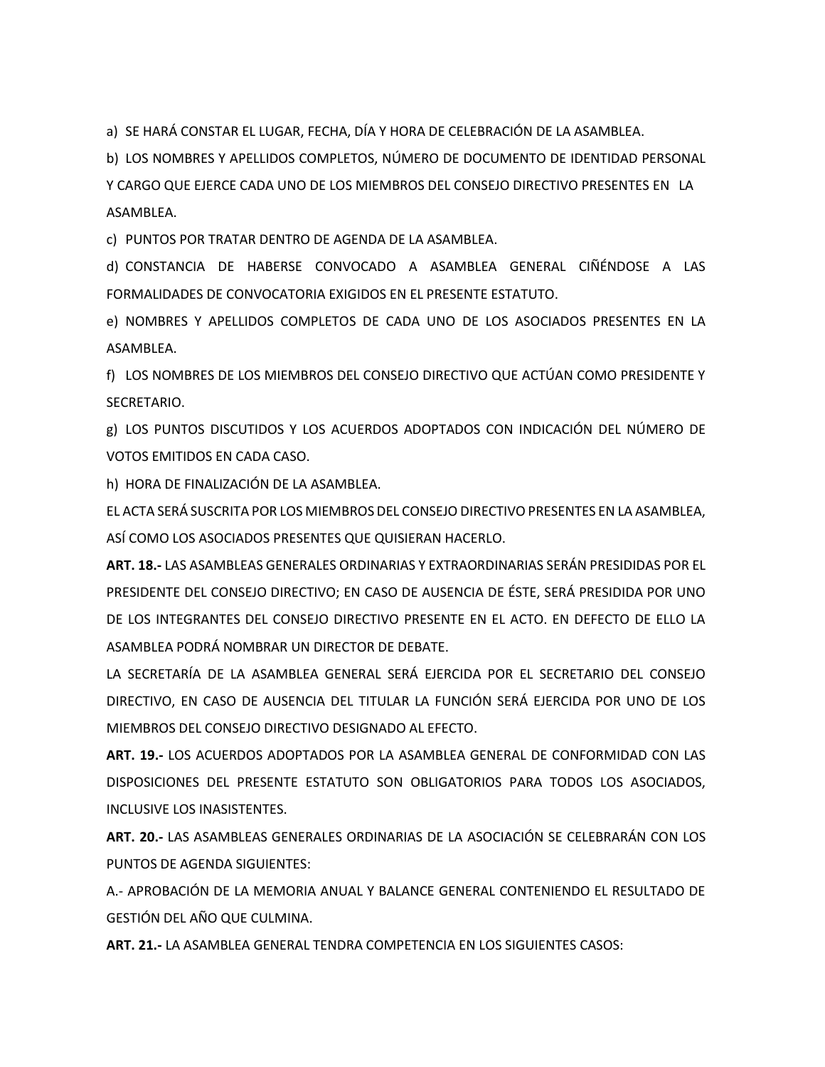a) SE HARÁ CONSTAR EL LUGAR, FECHA, DÍA Y HORA DE CELEBRACIÓN DE LA ASAMBLEA.

b) LOS NOMBRES Y APELLIDOS COMPLETOS, NÚMERO DE DOCUMENTO DE IDENTIDAD PERSONAL Y CARGO QUE EJERCE CADA UNO DE LOS MIEMBROS DEL CONSEJO DIRECTIVO PRESENTES EN LA ASAMBLEA.

c) PUNTOS POR TRATAR DENTRO DE AGENDA DE LA ASAMBLEA.

d) CONSTANCIA DE HABERSE CONVOCADO A ASAMBLEA GENERAL CIÑÉNDOSE A LAS FORMALIDADES DE CONVOCATORIA EXIGIDOS EN EL PRESENTE ESTATUTO.

e) NOMBRES Y APELLIDOS COMPLETOS DE CADA UNO DE LOS ASOCIADOS PRESENTES EN LA ASAMBLEA.

f) LOS NOMBRES DE LOS MIEMBROS DEL CONSEJO DIRECTIVO QUE ACTÚAN COMO PRESIDENTE Y SECRETARIO.

g) LOS PUNTOS DISCUTIDOS Y LOS ACUERDOS ADOPTADOS CON INDICACIÓN DEL NÚMERO DE VOTOS EMITIDOS EN CADA CASO.

h) HORA DE FINALIZACIÓN DE LA ASAMBLEA.

EL ACTA SERÁ SUSCRITA POR LOS MIEMBROS DEL CONSEJO DIRECTIVO PRESENTES EN LA ASAMBLEA, ASÍ COMO LOS ASOCIADOS PRESENTES QUE QUISIERAN HACERLO.

**ART. 18.-** LAS ASAMBLEAS GENERALES ORDINARIAS Y EXTRAORDINARIAS SERÁN PRESIDIDAS POR EL PRESIDENTE DEL CONSEJO DIRECTIVO; EN CASO DE AUSENCIA DE ÉSTE, SERÁ PRESIDIDA POR UNO DE LOS INTEGRANTES DEL CONSEJO DIRECTIVO PRESENTE EN EL ACTO. EN DEFECTO DE ELLO LA ASAMBLEA PODRÁ NOMBRAR UN DIRECTOR DE DEBATE.

LA SECRETARÍA DE LA ASAMBLEA GENERAL SERÁ EJERCIDA POR EL SECRETARIO DEL CONSEJO DIRECTIVO, EN CASO DE AUSENCIA DEL TITULAR LA FUNCIÓN SERÁ EJERCIDA POR UNO DE LOS MIEMBROS DEL CONSEJO DIRECTIVO DESIGNADO AL EFECTO.

**ART. 19.-** LOS ACUERDOS ADOPTADOS POR LA ASAMBLEA GENERAL DE CONFORMIDAD CON LAS DISPOSICIONES DEL PRESENTE ESTATUTO SON OBLIGATORIOS PARA TODOS LOS ASOCIADOS, INCLUSIVE LOS INASISTENTES.

**ART. 20.-** LAS ASAMBLEAS GENERALES ORDINARIAS DE LA ASOCIACIÓN SE CELEBRARÁN CON LOS PUNTOS DE AGENDA SIGUIENTES:

A.- APROBACIÓN DE LA MEMORIA ANUAL Y BALANCE GENERAL CONTENIENDO EL RESULTADO DE GESTIÓN DEL AÑO QUE CULMINA.

**ART. 21.-** LA ASAMBLEA GENERAL TENDRA COMPETENCIA EN LOS SIGUIENTES CASOS: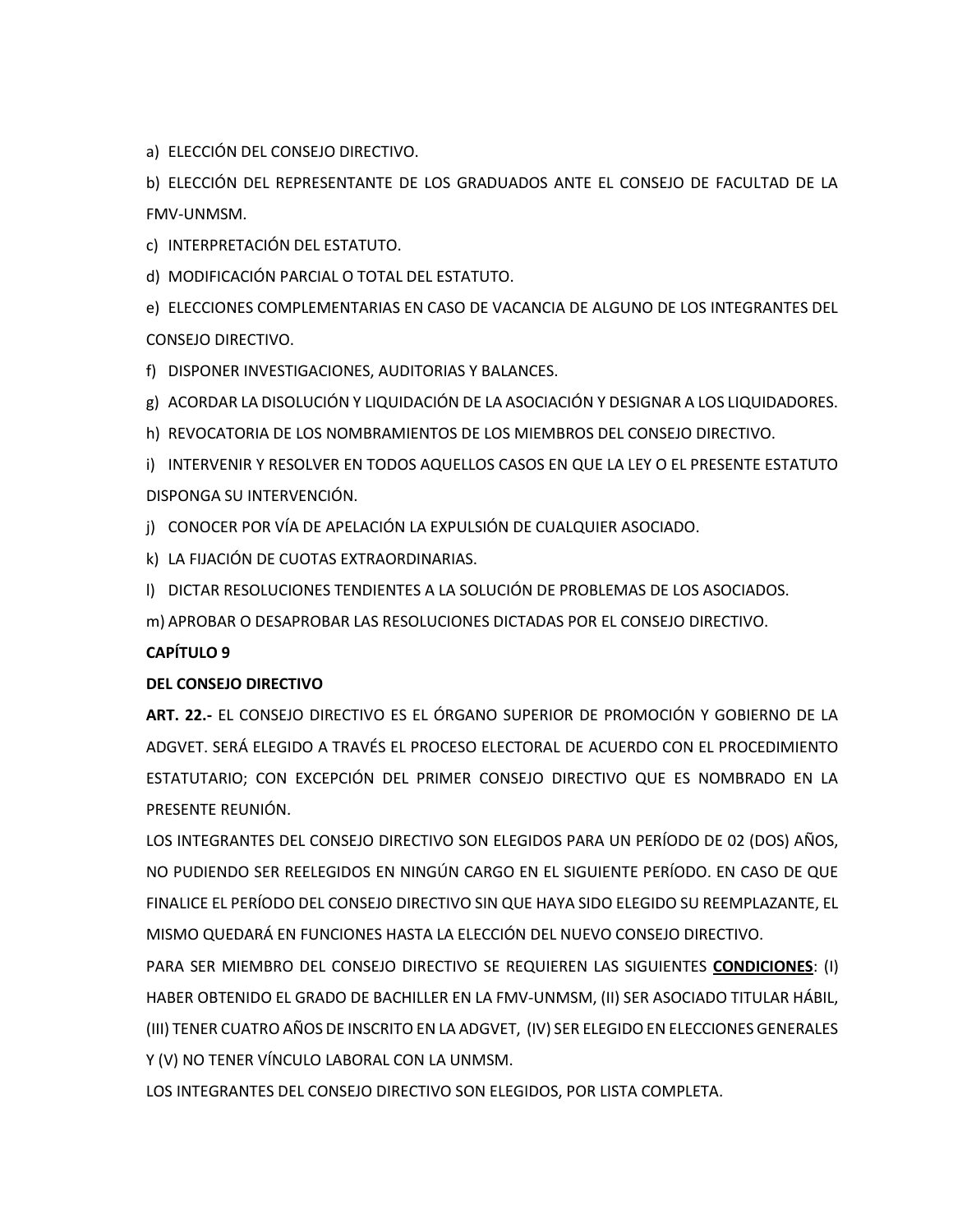a) ELECCIÓN DEL CONSEJO DIRECTIVO.

b) ELECCIÓN DEL REPRESENTANTE DE LOS GRADUADOS ANTE EL CONSEJO DE FACULTAD DE LA FMV-UNMSM.

c) INTERPRETACIÓN DEL ESTATUTO.

d) MODIFICACIÓN PARCIAL O TOTAL DEL ESTATUTO.

e) ELECCIONES COMPLEMENTARIAS EN CASO DE VACANCIA DE ALGUNO DE LOS INTEGRANTES DEL CONSEJO DIRECTIVO.

f) DISPONER INVESTIGACIONES, AUDITORIAS Y BALANCES.

g) ACORDAR LA DISOLUCIÓN Y LIQUIDACIÓN DE LA ASOCIACIÓN Y DESIGNAR A LOS LIQUIDADORES.

h) REVOCATORIA DE LOS NOMBRAMIENTOS DE LOS MIEMBROS DEL CONSEJO DIRECTIVO.

i) INTERVENIR Y RESOLVER EN TODOS AQUELLOS CASOS EN QUE LA LEY O EL PRESENTE ESTATUTO DISPONGA SU INTERVENCIÓN.

j) CONOCER POR VÍA DE APELACIÓN LA EXPULSIÓN DE CUALQUIER ASOCIADO.

k) LA FIJACIÓN DE CUOTAS EXTRAORDINARIAS.

l) DICTAR RESOLUCIONES TENDIENTES A LA SOLUCIÓN DE PROBLEMAS DE LOS ASOCIADOS.

m) APROBAR O DESAPROBAR LAS RESOLUCIONES DICTADAS POR EL CONSEJO DIRECTIVO.

## CAPÍTULO 9

## DEL CONSEJO DIRECTIVO

**ART. 22.-** EL CONSEJO DIRECTIVO ES EL ÓRGANO SUPERIOR DE PROMOCIÓN Y GOBIERNO DE LA ADGVET. SERÁ ELEGIDO A TRAVÉS EL PROCESO ELECTORAL DE ACUERDO CON EL PROCEDIMIENTO ESTATUTARIO; CON EXCEPCIÓN DEL PRIMER CONSEJO DIRECTIVO QUE ES NOMBRADO EN LA PRESENTE REUNIÓN.

LOS INTEGRANTES DEL CONSEJO DIRECTIVO SON ELEGIDOS PARA UN PERÍODO DE 02 (DOS) AÑOS, NO PUDIENDO SER REELEGIDOS EN NINGÚN CARGO EN EL SIGUIENTE PERÍODO. EN CASO DE QUE FINALICE EL PERÍODO DEL CONSEJO DIRECTIVO SIN QUE HAYA SIDO ELEGIDO SU REEMPLAZANTE, EL MISMO QUEDARÁ EN FUNCIONES HASTA LA ELECCIÓN DEL NUEVO CONSEJO DIRECTIVO.

PARA SER MIEMBRO DEL CONSEJO DIRECTIVO SE REQUIEREN LAS SIGUIENTES **CONDICIONES**: (I) HABER OBTENIDO EL GRADO DE BACHILLER EN LA FMV-UNMSM, (II) SER ASOCIADO TITULAR HÁBIL, (III) TENER CUATRO AÑOS DE INSCRITO EN LA ADGVET, (IV) SER ELEGIDO EN ELECCIONES GENERALES Y (V) NO TENER VÍNCULO LABORAL CON LA UNMSM.

LOS INTEGRANTES DEL CONSEJO DIRECTIVO SON ELEGIDOS, POR LISTA COMPLETA.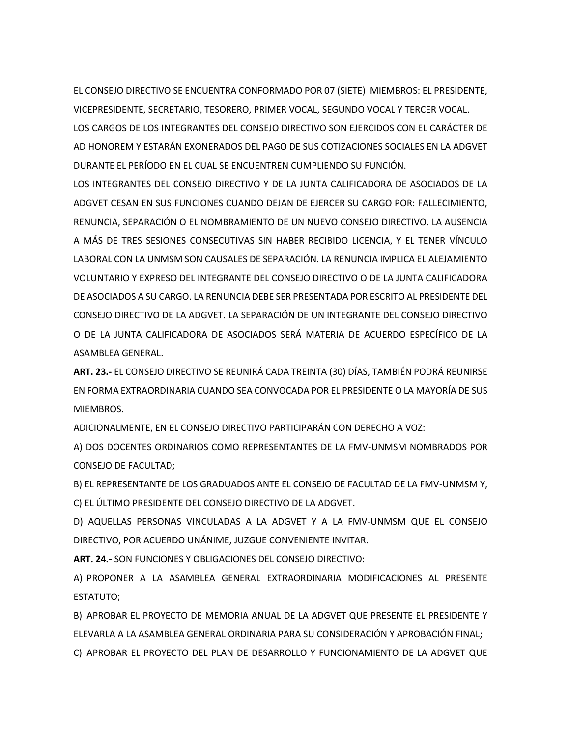EL CONSEJO DIRECTIVO SE ENCUENTRA CONFORMADO POR 07 (SIETE) MIEMBROS: EL PRESIDENTE, VICEPRESIDENTE, SECRETARIO, TESORERO, PRIMER VOCAL, SEGUNDO VOCAL Y TERCER VOCAL.

LOS CARGOS DE LOS INTEGRANTES DEL CONSEJO DIRECTIVO SON EJERCIDOS CON EL CARÁCTER DE AD HONOREM Y ESTARÁN EXONERADOS DEL PAGO DE SUS COTIZACIONES SOCIALES EN LA ADGVET DURANTE EL PERÍODO EN EL CUAL SE ENCUENTREN CUMPLIENDO SU FUNCIÓN.

LOS INTEGRANTES DEL CONSEJO DIRECTIVO Y DE LA JUNTA CALIFICADORA DE ASOCIADOS DE LA ADGVET CESAN EN SUS FUNCIONES CUANDO DEJAN DE EJERCER SU CARGO POR: FALLECIMIENTO, RENUNCIA, SEPARACIÓN O EL NOMBRAMIENTO DE UN NUEVO CONSEJO DIRECTIVO. LA AUSENCIA A MÁS DE TRES SESIONES CONSECUTIVAS SIN HABER RECIBIDO LICENCIA, Y EL TENER VÍNCULO LABORAL CON LA UNMSM SON CAUSALES DE SEPARACIÓN. LA RENUNCIA IMPLICA EL ALEJAMIENTO VOLUNTARIO Y EXPRESO DEL INTEGRANTE DEL CONSEJO DIRECTIVO O DE LA JUNTA CALIFICADORA DE ASOCIADOS A SU CARGO. LA RENUNCIA DEBE SER PRESENTADA POR ESCRITO AL PRESIDENTE DEL CONSEJO DIRECTIVO DE LA ADGVET. LA SEPARACIÓN DE UN INTEGRANTE DEL CONSEJO DIRECTIVO O DE LA JUNTA CALIFICADORA DE ASOCIADOS SERÁ MATERIA DE ACUERDO ESPECÍFICO DE LA ASAMBLEA GENERAL.

**ART. 23.-** EL CONSEJO DIRECTIVO SE REUNIRÁ CADA TREINTA (30) DÍAS, TAMBIÉN PODRÁ REUNIRSE EN FORMA EXTRAORDINARIA CUANDO SEA CONVOCADA POR EL PRESIDENTE O LA MAYORÍA DE SUS MIEMBROS.

ADICIONALMENTE, EN EL CONSEJO DIRECTIVO PARTICIPARÁN CON DERECHO A VOZ:

A) DOS DOCENTES ORDINARIOS COMO REPRESENTANTES DE LA FMV-UNMSM NOMBRADOS POR CONSEJO DE FACULTAD;

B) EL REPRESENTANTE DE LOS GRADUADOS ANTE EL CONSEJO DE FACULTAD DE LA FMV-UNMSM Y,

C) EL ÚLTIMO PRESIDENTE DEL CONSEJO DIRECTIVO DE LA ADGVET.

D) AQUELLAS PERSONAS VINCULADAS A LA ADGVET Y A LA FMV-UNMSM QUE EL CONSEJO DIRECTIVO, POR ACUERDO UNÁNIME, JUZGUE CONVENIENTE INVITAR.

**ART. 24.-** SON FUNCIONES Y OBLIGACIONES DEL CONSEJO DIRECTIVO:

A) PROPONER A LA ASAMBLEA GENERAL EXTRAORDINARIA MODIFICACIONES AL PRESENTE ESTATUTO;

B) APROBAR EL PROYECTO DE MEMORIA ANUAL DE LA ADGVET QUE PRESENTE EL PRESIDENTE Y ELEVARLA A LA ASAMBLEA GENERAL ORDINARIA PARA SU CONSIDERACIÓN Y APROBACIÓN FINAL;

C) APROBAR EL PROYECTO DEL PLAN DE DESARROLLO Y FUNCIONAMIENTO DE LA ADGVET QUE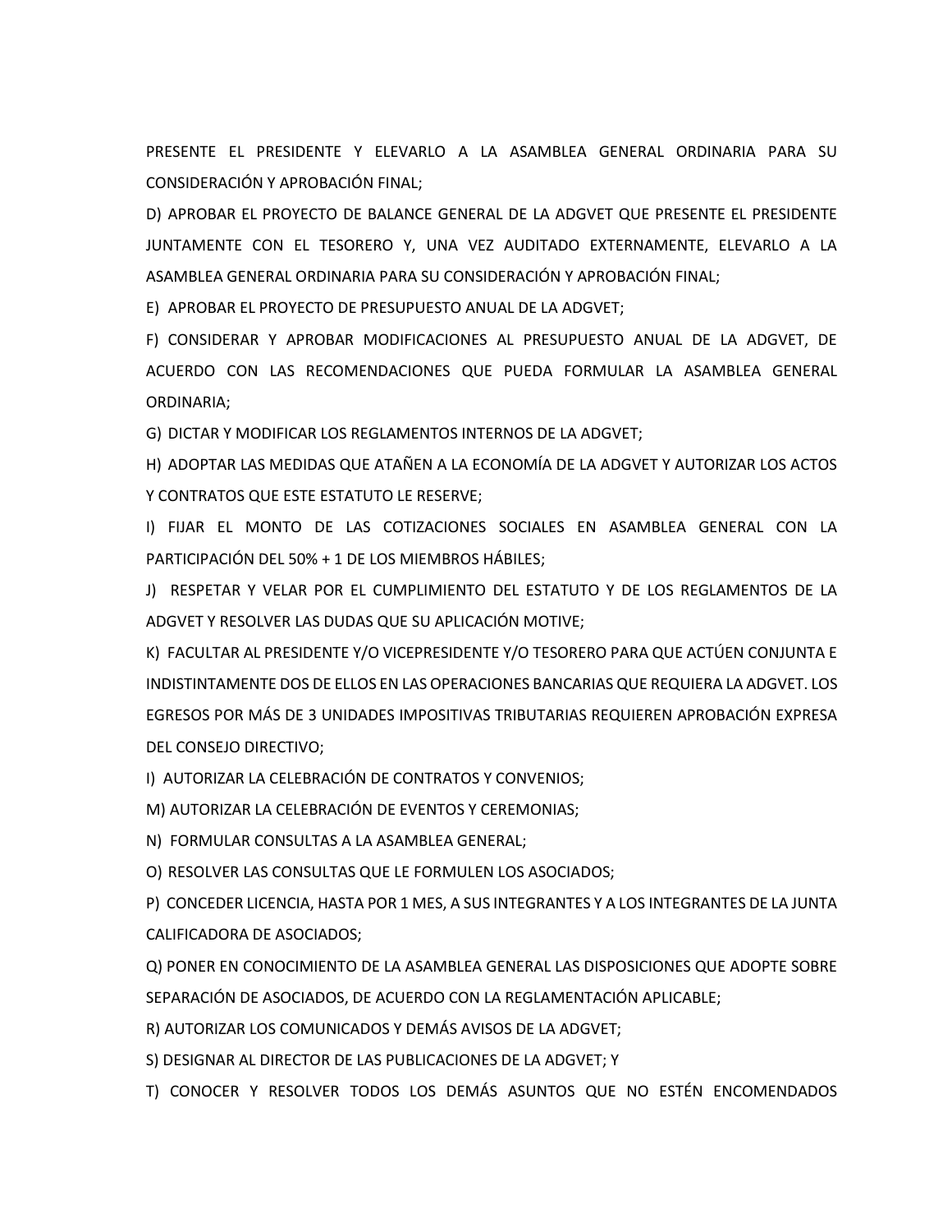PRESENTE EL PRESIDENTE Y ELEVARLO A LA ASAMBLEA GENERAL ORDINARIA PARA SU CONSIDERACIÓN Y APROBACIÓN FINAL;

D) APROBAR EL PROYECTO DE BALANCE GENERAL DE LA ADGVET QUE PRESENTE EL PRESIDENTE JUNTAMENTE CON EL TESORERO Y, UNA VEZ AUDITADO EXTERNAMENTE, ELEVARLO A LA ASAMBLEA GENERAL ORDINARIA PARA SU CONSIDERACIÓN Y APROBACIÓN FINAL;

E) APROBAR EL PROYECTO DE PRESUPUESTO ANUAL DE LA ADGVET;

F) CONSIDERAR Y APROBAR MODIFICACIONES AL PRESUPUESTO ANUAL DE LA ADGVET, DE ACUERDO CON LAS RECOMENDACIONES QUE PUEDA FORMULAR LA ASAMBLEA GENERAL ORDINARIA;

G) DICTAR Y MODIFICAR LOS REGLAMENTOS INTERNOS DE LA ADGVET;

H) ADOPTAR LAS MEDIDAS QUE ATAÑEN A LA ECONOMÍA DE LA ADGVET Y AUTORIZAR LOS ACTOS Y CONTRATOS QUE ESTE ESTATUTO LE RESERVE;

I) FIJAR EL MONTO DE LAS COTIZACIONES SOCIALES EN ASAMBLEA GENERAL CON LA PARTICIPACIÓN DEL 50% + 1 DE LOS MIEMBROS HÁBILES;

J) RESPETAR Y VELAR POR EL CUMPLIMIENTO DEL ESTATUTO Y DE LOS REGLAMENTOS DE LA ADGVET Y RESOLVER LAS DUDAS QUE SU APLICACIÓN MOTIVE;

K) FACULTAR AL PRESIDENTE Y/O VICEPRESIDENTE Y/O TESORERO PARA QUE ACTÚEN CONJUNTA E INDISTINTAMENTE DOS DE ELLOS EN LAS OPERACIONES BANCARIAS QUE REQUIERA LA ADGVET. LOS EGRESOS POR MÁS DE 3 UNIDADES IMPOSITIVAS TRIBUTARIAS REQUIEREN APROBACIÓN EXPRESA DEL CONSEJO DIRECTIVO;

I) AUTORIZAR LA CELEBRACIÓN DE CONTRATOS Y CONVENIOS;

M) AUTORIZAR LA CELEBRACIÓN DE EVENTOS Y CEREMONIAS;

N) FORMULAR CONSULTAS A LA ASAMBLEA GENERAL;

O) RESOLVER LAS CONSULTAS QUE LE FORMULEN LOS ASOCIADOS;

P) CONCEDER LICENCIA, HASTA POR 1 MES, A SUS INTEGRANTES Y A LOS INTEGRANTES DE LA JUNTA CALIFICADORA DE ASOCIADOS;

Q) PONER EN CONOCIMIENTO DE LA ASAMBLEA GENERAL LAS DISPOSICIONES QUE ADOPTE SOBRE SEPARACIÓN DE ASOCIADOS, DE ACUERDO CON LA REGLAMENTACIÓN APLICABLE;

R) AUTORIZAR LOS COMUNICADOS Y DEMÁS AVISOS DE LA ADGVET;

S) DESIGNAR AL DIRECTOR DE LAS PUBLICACIONES DE LA ADGVET; Y

T) CONOCER Y RESOLVER TODOS LOS DEMÁS ASUNTOS QUE NO ESTÉN ENCOMENDADOS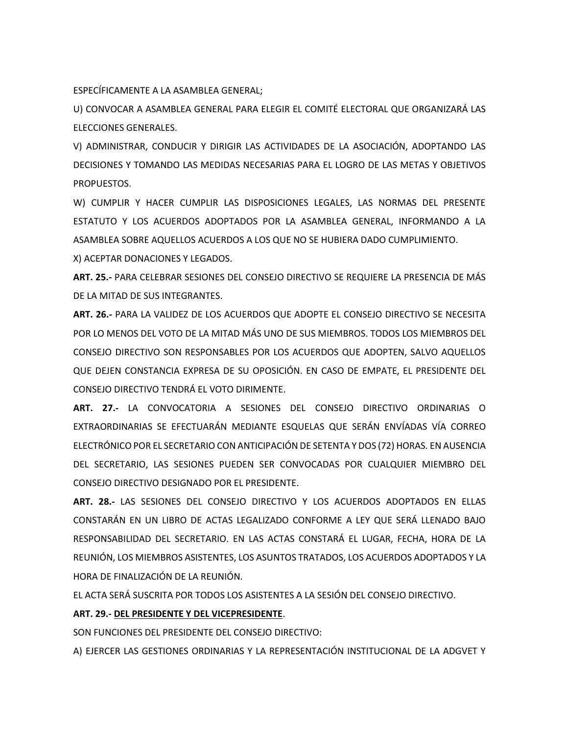ESPECÍFICAMENTE A LA ASAMBLEA GENERAL;

U) CONVOCAR A ASAMBLEA GENERAL PARA ELEGIR EL COMITÉ ELECTORAL QUE ORGANIZARÁ LAS ELECCIONES GENERALES.

V) ADMINISTRAR, CONDUCIR Y DIRIGIR LAS ACTIVIDADES DE LA ASOCIACIÓN, ADOPTANDO LAS DECISIONES Y TOMANDO LAS MEDIDAS NECESARIAS PARA EL LOGRO DE LAS METAS Y OBJETIVOS PROPUESTOS.

W) CUMPLIR Y HACER CUMPLIR LAS DISPOSICIONES LEGALES, LAS NORMAS DEL PRESENTE ESTATUTO Y LOS ACUERDOS ADOPTADOS POR LA ASAMBLEA GENERAL, INFORMANDO A LA ASAMBLEA SOBRE AQUELLOS ACUERDOS A LOS QUE NO SE HUBIERA DADO CUMPLIMIENTO.

X) ACEPTAR DONACIONES Y LEGADOS.

**ART. 25.-** PARA CELEBRAR SESIONES DEL CONSEJO DIRECTIVO SE REQUIERE LA PRESENCIA DE MÁS DE LA MITAD DE SUS INTEGRANTES.

**ART. 26.-** PARA LA VALIDEZ DE LOS ACUERDOS QUE ADOPTE EL CONSEJO DIRECTIVO SE NECESITA POR LO MENOS DEL VOTO DE LA MITAD MÁS UNO DE SUS MIEMBROS. TODOS LOS MIEMBROS DEL CONSEJO DIRECTIVO SON RESPONSABLES POR LOS ACUERDOS QUE ADOPTEN, SALVO AQUELLOS QUE DEJEN CONSTANCIA EXPRESA DE SU OPOSICIÓN. EN CASO DE EMPATE, EL PRESIDENTE DEL CONSEJO DIRECTIVO TENDRÁ EL VOTO DIRIMENTE.

**ART. 27.-** LA CONVOCATORIA A SESIONES DEL CONSEJO DIRECTIVO ORDINARIAS O EXTRAORDINARIAS SE EFECTUARÁN MEDIANTE ESQUELAS QUE SERÁN ENVÍADAS VÍA CORREO ELECTRÓNICO POR EL SECRETARIO CON ANTICIPACIÓN DE SETENTA Y DOS (72) HORAS. EN AUSENCIA DEL SECRETARIO, LAS SESIONES PUEDEN SER CONVOCADAS POR CUALQUIER MIEMBRO DEL CONSEJO DIRECTIVO DESIGNADO POR EL PRESIDENTE.

**ART. 28.-** LAS SESIONES DEL CONSEJO DIRECTIVO Y LOS ACUERDOS ADOPTADOS EN ELLAS CONSTARÁN EN UN LIBRO DE ACTAS LEGALIZADO CONFORME A LEY QUE SERÁ LLENADO BAJO RESPONSABILIDAD DEL SECRETARIO. EN LAS ACTAS CONSTARÁ EL LUGAR, FECHA, HORA DE LA REUNIÓN, LOS MIEMBROS ASISTENTES, LOS ASUNTOS TRATADOS, LOS ACUERDOS ADOPTADOS Y LA HORA DE FINALIZACIÓN DE LA REUNIÓN.

EL ACTA SERÁ SUSCRITA POR TODOS LOS ASISTENTES A LA SESIÓN DEL CONSEJO DIRECTIVO.

**ART. 29.- DEL PRESIDENTE Y DEL VICEPRESIDENTE**.

SON FUNCIONES DEL PRESIDENTE DEL CONSEJO DIRECTIVO:

A) EJERCER LAS GESTIONES ORDINARIAS Y LA REPRESENTACIÓN INSTITUCIONAL DE LA ADGVET Y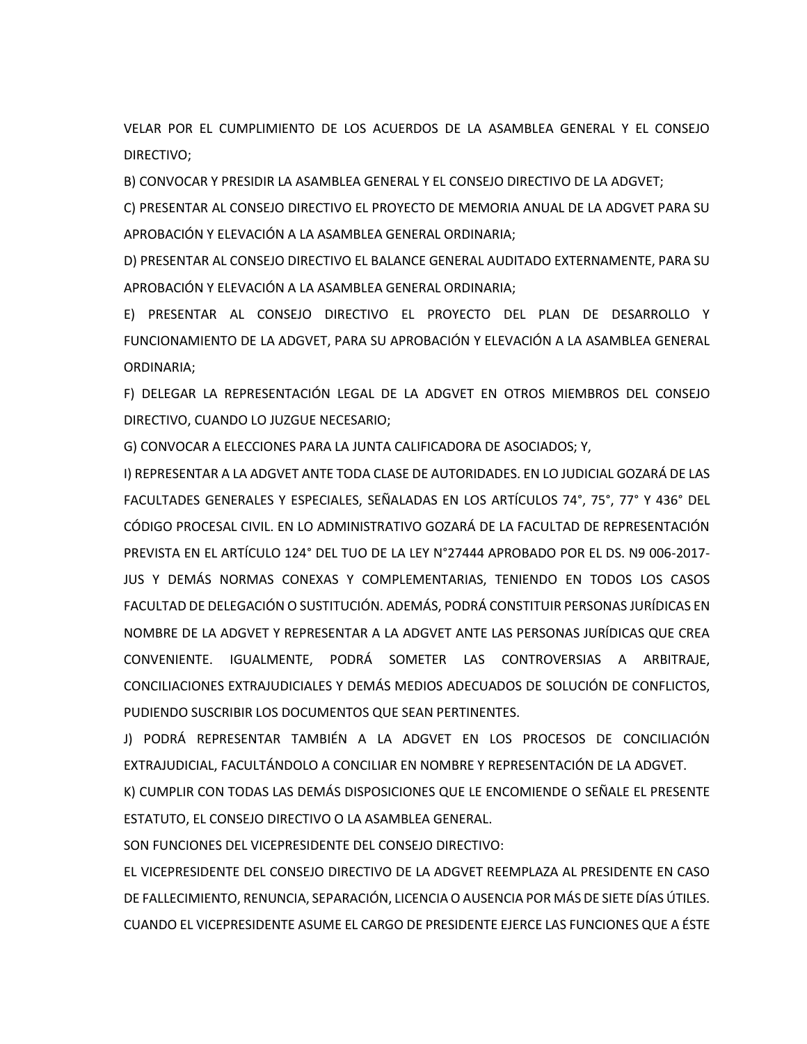VELAR POR EL CUMPLIMIENTO DE LOS ACUERDOS DE LA ASAMBLEA GENERAL Y EL CONSEJO DIRECTIVO;

B) CONVOCAR Y PRESIDIR LA ASAMBLEA GENERAL Y EL CONSEJO DIRECTIVO DE LA ADGVET;

C) PRESENTAR AL CONSEJO DIRECTIVO EL PROYECTO DE MEMORIA ANUAL DE LA ADGVET PARA SU APROBACIÓN Y ELEVACIÓN A LA ASAMBLEA GENERAL ORDINARIA;

D) PRESENTAR AL CONSEJO DIRECTIVO EL BALANCE GENERAL AUDITADO EXTERNAMENTE, PARA SU APROBACIÓN Y ELEVACIÓN A LA ASAMBLEA GENERAL ORDINARIA;

E) PRESENTAR AL CONSEJO DIRECTIVO EL PROYECTO DEL PLAN DE DESARROLLO Y FUNCIONAMIENTO DE LA ADGVET, PARA SU APROBACIÓN Y ELEVACIÓN A LA ASAMBLEA GENERAL ORDINARIA;

F) DELEGAR LA REPRESENTACIÓN LEGAL DE LA ADGVET EN OTROS MIEMBROS DEL CONSEJO DIRECTIVO, CUANDO LO JUZGUE NECESARIO;

G) CONVOCAR A ELECCIONES PARA LA JUNTA CALIFICADORA DE ASOCIADOS; Y,

I) REPRESENTAR A LA ADGVET ANTE TODA CLASE DE AUTORIDADES. EN LO JUDICIAL GOZARÁ DE LAS FACULTADES GENERALES Y ESPECIALES, SEÑALADAS EN LOS ARTÍCULOS 74°, 75°, 77° Y 436° DEL CÓDIGO PROCESAL CIVIL. EN LO ADMINISTRATIVO GOZARÁ DE LA FACULTAD DE REPRESENTACIÓN PREVISTA EN EL ARTÍCULO 124° DEL TUO DE LA LEY N°27444 APROBADO POR EL DS. N9 006-2017-JUS Y DEMÁS NORMAS CONEXAS Y COMPLEMENTARIAS, TENIENDO EN TODOS LOS CASOS FACULTAD DE DELEGACIÓN O SUSTITUCIÓN. ADEMÁS, PODRÁ CONSTITUIR PERSONAS JURÍDICAS EN NOMBRE DE LA ADGVET Y REPRESENTAR A LA ADGVET ANTE LAS PERSONAS JURÍDICAS QUE CREA CONVENIENTE. IGUALMENTE, PODRÁ SOMETER LAS CONTROVERSIAS A ARBITRAJE, CONCILIACIONES EXTRAJUDICIALES Y DEMÁS MEDIOS ADECUADOS DE SOLUCIÓN DE CONFLICTOS, PUDIENDO SUSCRIBIR LOS DOCUMENTOS QUE SEAN PERTINENTES.

J) PODRÁ REPRESENTAR TAMBIÉN A LA ADGVET EN LOS PROCESOS DE CONCILIACIÓN EXTRAJUDICIAL, FACULTÁNDOLO A CONCILIAR EN NOMBRE Y REPRESENTACIÓN DE LA ADGVET.

K) CUMPLIR CON TODAS LAS DEMÁS DISPOSICIONES QUE LE ENCOMIENDE O SEÑALE EL PRESENTE ESTATUTO, EL CONSEJO DIRECTIVO O LA ASAMBLEA GENERAL.

SON FUNCIONES DEL VICEPRESIDENTE DEL CONSEJO DIRECTIVO:

EL VICEPRESIDENTE DEL CONSEJO DIRECTIVO DE LA ADGVET REEMPLAZA AL PRESIDENTE EN CASO DE FALLECIMIENTO, RENUNCIA, SEPARACIÓN, LICENCIA O AUSENCIA POR MÁS DE SIETE DÍAS ÚTILES. CUANDO EL VICEPRESIDENTE ASUME EL CARGO DE PRESIDENTE EJERCE LAS FUNCIONES QUE A ÉSTE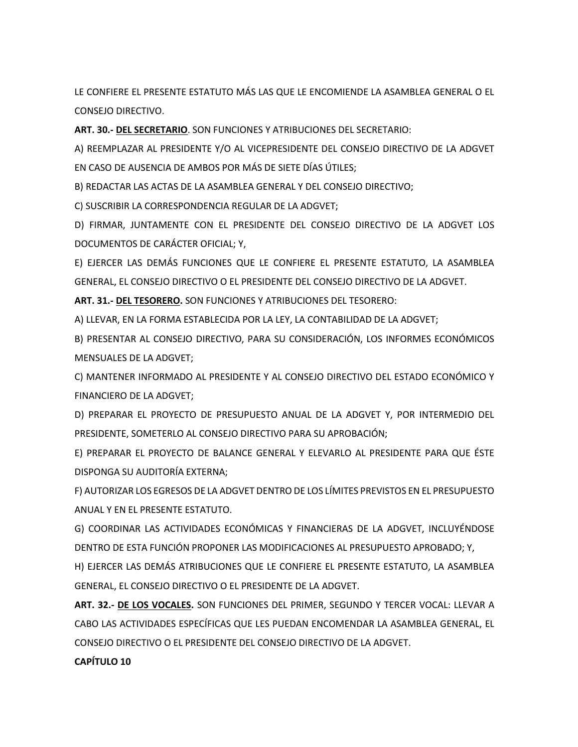LE CONFIERE EL PRESENTE ESTATUTO MÁS LAS QUE LE ENCOMIENDE LA ASAMBLEA GENERAL O EL CONSEJO DIRECTIVO.

**ART. 30.- <u>DEL SECRETARIO</u>**. SON FUNCIONES Y ATRIBUCIONES DEL SECRETARIO:

A) REEMPLAZAR AL PRESIDENTE Y/O AL VICEPRESIDENTE DEL CONSEJO DIRECTIVO DE LA ADGVET EN CASO DE AUSENCIA DE AMBOS POR MÁS DE SIETE DÍAS ÚTILES;

B) REDACTAR LAS ACTAS DE LA ASAMBLEA GENERAL Y DEL CONSEJO DIRECTIVO;

C) SUSCRIBIR LA CORRESPONDENCIA REGULAR DE LA ADGVET;

D) FIRMAR, JUNTAMENTE CON EL PRESIDENTE DEL CONSEJO DIRECTIVO DE LA ADGVET LOS DOCUMENTOS DE CARÁCTER OFICIAL; Y,

E) EJERCER LAS DEMÁS FUNCIONES QUE LE CONFIERE EL PRESENTE ESTATUTO, LA ASAMBLEA GENERAL, EL CONSEJO DIRECTIVO O EL PRESIDENTE DEL CONSEJO DIRECTIVO DE LA ADGVET.

**ART. 31.- <u>DEL TESORERO</u>.** SON FUNCIONES Y ATRIBUCIONES DEL TESORERO:

A) LLEVAR, EN LA FORMA ESTABLECIDA POR LA LEY, LA CONTABILIDAD DE LA ADGVET;

B) PRESENTAR AL CONSEJO DIRECTIVO, PARA SU CONSIDERACIÓN, LOS INFORMES ECONÓMICOS MENSUALES DE LA ADGVET;

C) MANTENER INFORMADO AL PRESIDENTE Y AL CONSEJO DIRECTIVO DEL ESTADO ECONÓMICO Y FINANCIERO DE LA ADGVET;

D) PREPARAR EL PROYECTO DE PRESUPUESTO ANUAL DE LA ADGVET Y, POR INTERMEDIO DEL PRESIDENTE, SOMETERLO AL CONSEJO DIRECTIVO PARA SU APROBACIÓN;

E) PREPARAR EL PROYECTO DE BALANCE GENERAL Y ELEVARLO AL PRESIDENTE PARA QUE ÉSTE DISPONGA SU AUDITORÍA EXTERNA;

F) AUTORIZAR LOS EGRESOS DE LA ADGVET DENTRO DE LOS LÍMITES PREVISTOS EN EL PRESUPUESTO ANUAL Y EN EL PRESENTE ESTATUTO.

G) COORDINAR LAS ACTIVIDADES ECONÓMICAS Y FINANCIERAS DE LA ADGVET, INCLUYÉNDOSE DENTRO DE ESTA FUNCIÓN PROPONER LAS MODIFICACIONES AL PRESUPUESTO APROBADO; Y,

H) EJERCER LAS DEMÁS ATRIBUCIONES QUE LE CONFIERE EL PRESENTE ESTATUTO, LA ASAMBLEA GENERAL, EL CONSEJO DIRECTIVO O EL PRESIDENTE DE LA ADGVET.

**ART. 32.- <u>DE LOS VOCALES</u>.** SON FUNCIONES DEL PRIMER, SEGUNDO Y TERCER VOCAL: LLEVAR A CABO LAS ACTIVIDADES ESPECÍFICAS QUE LES PUEDAN ENCOMENDAR LA ASAMBLEA GENERAL, EL CONSEJO DIRECTIVO O EL PRESIDENTE DEL CONSEJO DIRECTIVO DE LA ADGVET.

**CAPÍTULO 10**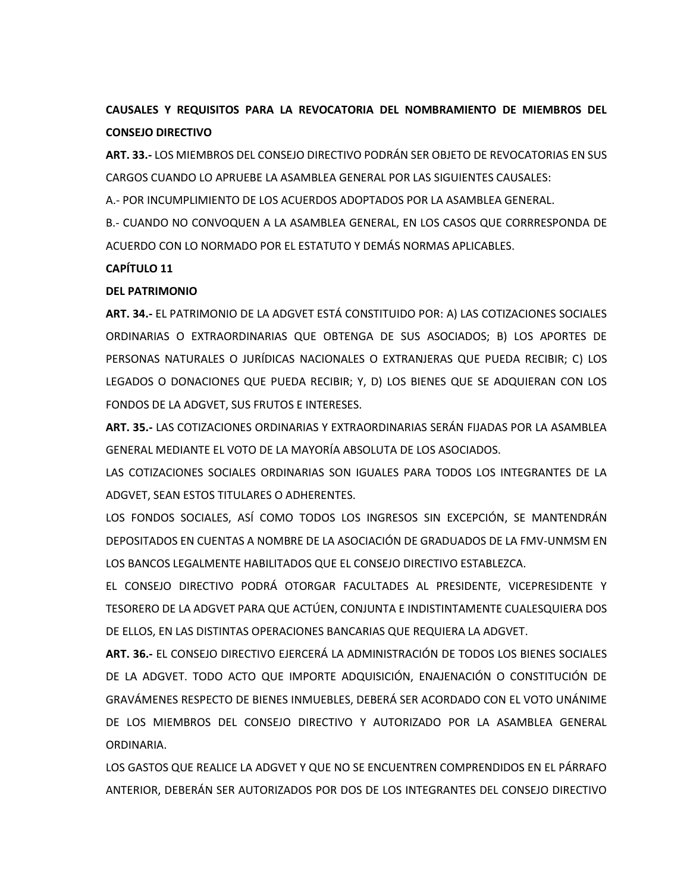**CAUSALES Y REQUISITOS PARA LA REVOCATORIA DEL NOMBRAMIENTO DE MIEMBROS DEL CONSEJO DIRECTIVO**

**ART. 33.-** LOS MIEMBROS DEL CONSEJO DIRECTIVO PODRÁN SER OBJETO DE REVOCATORIAS EN SUS CARGOS CUANDO LO APRUEBE LA ASAMBLEA GENERAL POR LAS SIGUIENTES CAUSALES:

A.- POR INCUMPLIMIENTO DE LOS ACUERDOS ADOPTADOS POR LA ASAMBLEA GENERAL.

B.- CUANDO NO CONVOQUEN A LA ASAMBLEA GENERAL, EN LOS CASOS QUE CORRRESPONDA DE ACUERDO CON LO NORMADO POR EL ESTATUTO Y DEMÁS NORMAS APLICABLES.

**CAPÍTULO 11**

**DEL PATRIMONIO**

**ART. 34.-** EL PATRIMONIO DE LA ADGVET ESTÁ CONSTITUIDO POR: A) LAS COTIZACIONES SOCIALES ORDINARIAS O EXTRAORDINARIAS QUE OBTENGA DE SUS ASOCIADOS; B) LOS APORTES DE PERSONAS NATURALES O JURÍDICAS NACIONALES O EXTRANJERAS QUE PUEDA RECIBIR; C) LOS LEGADOS O DONACIONES QUE PUEDA RECIBIR; Y, D) LOS BIENES QUE SE ADQUIERAN CON LOS FONDOS DE LA ADGVET, SUS FRUTOS E INTERESES.

**ART. 35.-** LAS COTIZACIONES ORDINARIAS Y EXTRAORDINARIAS SERÁN FIJADAS POR LA ASAMBLEA GENERAL MEDIANTE EL VOTO DE LA MAYORÍA ABSOLUTA DE LOS ASOCIADOS.

LAS COTIZACIONES SOCIALES ORDINARIAS SON IGUALES PARA TODOS LOS INTEGRANTES DE LA ADGVET, SEAN ESTOS TITULARES O ADHERENTES.

LOS FONDOS SOCIALES, ASÍ COMO TODOS LOS INGRESOS SIN EXCEPCIÓN, SE MANTENDRÁN DEPOSITADOS EN CUENTAS A NOMBRE DE LA ASOCIACIÓN DE GRADUADOS DE LA FMV-UNMSM EN LOS BANCOS LEGALMENTE HABILITADOS QUE EL CONSEJO DIRECTIVO ESTABLEZCA.

EL CONSEJO DIRECTIVO PODRÁ OTORGAR FACULTADES AL PRESIDENTE, VICEPRESIDENTE Y TESORERO DE LA ADGVET PARA QUE ACTÚEN, CONJUNTA E INDISTINTAMENTE CUALESQUIERA DOS DE ELLOS, EN LAS DISTINTAS OPERACIONES BANCARIAS QUE REQUIERA LA ADGVET.

**ART. 36.-** EL CONSEJO DIRECTIVO EJERCERÁ LA ADMINISTRACIÓN DE TODOS LOS BIENES SOCIALES DE LA ADGVET. TODO ACTO QUE IMPORTE ADQUISICIÓN, ENAJENACIÓN O CONSTITUCIÓN DE GRAVÁMENES RESPECTO DE BIENES INMUEBLES, DEBERÁ SER ACORDADO CON EL VOTO UNÁNIME DE LOS MIEMBROS DEL CONSEJO DIRECTIVO Y AUTORIZADO POR LA ASAMBLEA GENERAL ORDINARIA.

LOS GASTOS QUE REALICE LA ADGVET Y QUE NO SE ENCUENTREN COMPRENDIDOS EN EL PÁRRAFO ANTERIOR, DEBERÁN SER AUTORIZADOS POR DOS DE LOS INTEGRANTES DEL CONSEJO DIRECTIVO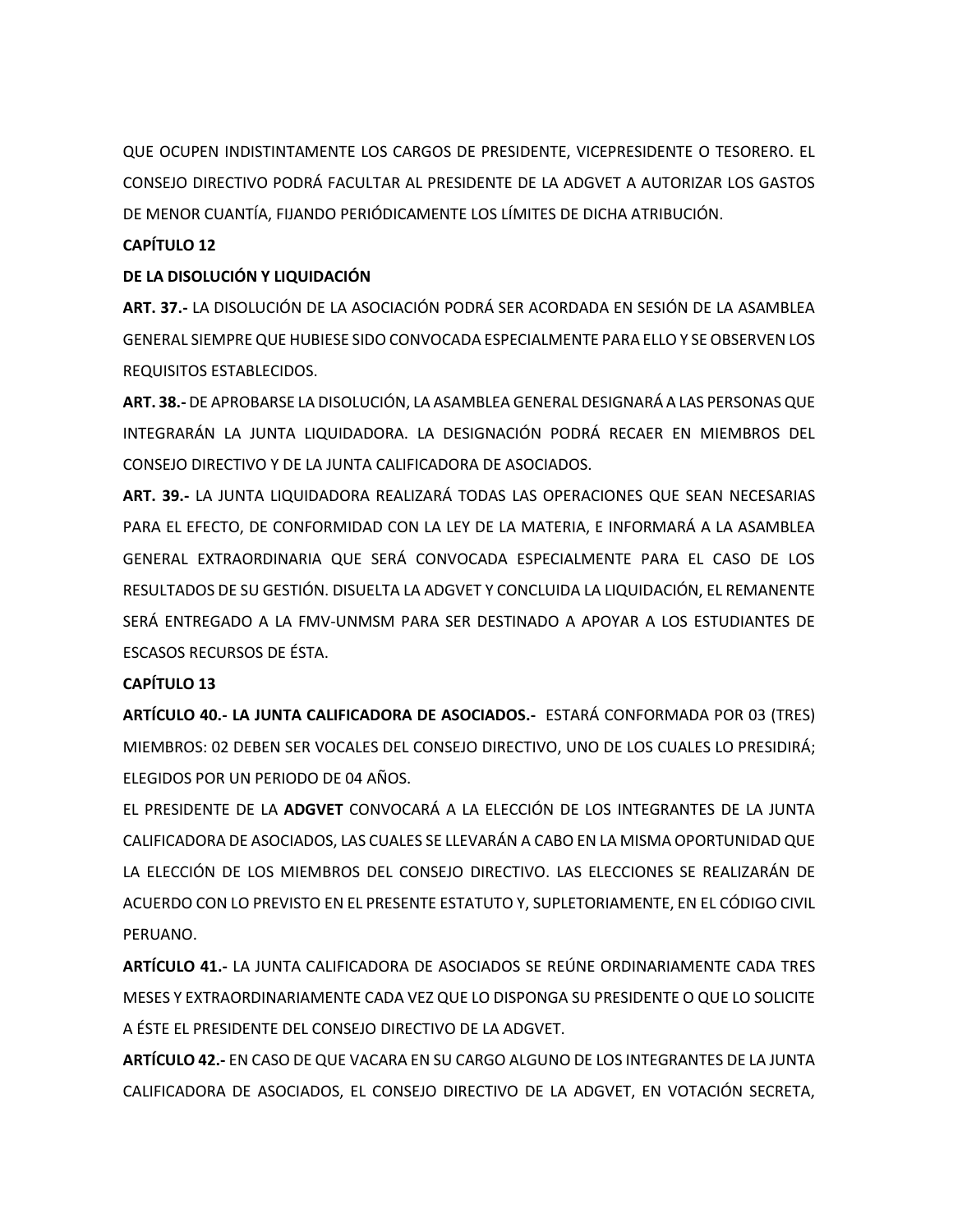QUE OCUPEN INDISTINTAMENTE LOS CARGOS DE PRESIDENTE, VICEPRESIDENTE O TESORERO. EL CONSEJO DIRECTIVO PODRÁ FACULTAR AL PRESIDENTE DE LA ADGVET A AUTORIZAR LOS GASTOS DE MENOR CUANTÍA, FIJANDO PERIÓDICAMENTE LOS LÍMITES DE DICHA ATRIBUCIÓN.

**CAPÍTULO 12**

**DE LA DISOLUCIÓN Y LIQUIDACIÓN**

**ART. 37.-** LA DISOLUCIÓN DE LA ASOCIACIÓN PODRÁ SER ACORDADA EN SESIÓN DE LA ASAMBLEA GENERAL SIEMPRE QUE HUBIESE SIDO CONVOCADA ESPECIALMENTE PARA ELLO Y SE OBSERVEN LOS REQUISITOS ESTABLECIDOS.

**ART. 38.-** DE APROBARSE LA DISOLUCIÓN, LA ASAMBLEA GENERAL DESIGNARÁ A LAS PERSONAS QUE INTEGRARÁN LA JUNTA LIQUIDADORA. LA DESIGNACIÓN PODRÁ RECAER EN MIEMBROS DEL CONSEJO DIRECTIVO Y DE LA JUNTA CALIFICADORA DE ASOCIADOS.

**ART. 39.-** LA JUNTA LIQUIDADORA REALIZARÁ TODAS LAS OPERACIONES QUE SEAN NECESARIAS PARA EL EFECTO, DE CONFORMIDAD CON LA LEY DE LA MATERIA, E INFORMARÁ A LA ASAMBLEA GENERAL EXTRAORDINARIA QUE SERÁ CONVOCADA ESPECIALMENTE PARA EL CASO DE LOS RESULTADOS DE SU GESTIÓN. DISUELTA LA ADGVET Y CONCLUIDA LA LIQUIDACIÓN, EL REMANENTE SERÁ ENTREGADO A LA FMV-UNMSM PARA SER DESTINADO A APOYAR A LOS ESTUDIANTES DE ESCASOS RECURSOS DE ÉSTA.

**CAPÍTULO 13**

**ARTÍCULO 40.- LA JUNTA CALIFICADORA DE ASOCIADOS.-** ESTARÁ CONFORMADA POR 03 (TRES) MIEMBROS: 02 DEBEN SER VOCALES DEL CONSEJO DIRECTIVO, UNO DE LOS CUALES LO PRESIDIRÁ; ELEGIDOS POR UN PERIODO DE 04 AÑOS.

EL PRESIDENTE DE LA **ADGVET** CONVOCARÁ A LA ELECCIÓN DE LOS INTEGRANTES DE LA JUNTA CALIFICADORA DE ASOCIADOS, LAS CUALES SE LLEVARÁN A CABO EN LA MISMA OPORTUNIDAD QUE LA ELECCIÓN DE LOS MIEMBROS DEL CONSEJO DIRECTIVO. LAS ELECCIONES SE REALIZARÁN DE ACUERDO CON LO PREVISTO EN EL PRESENTE ESTATUTO Y, SUPLETORIAMENTE, EN EL CÓDIGO CIVIL PERUANO.

**ARTÍCULO 41.-** LA JUNTA CALIFICADORA DE ASOCIADOS SE REÚNE ORDINARIAMENTE CADA TRES MESES Y EXTRAORDINARIAMENTE CADA VEZ QUE LO DISPONGA SU PRESIDENTE O QUE LO SOLICITE A ÉSTE EL PRESIDENTE DEL CONSEJO DIRECTIVO DE LA ADGVET.

**ARTÍCULO 42.-** EN CASO DE QUE VACARA EN SU CARGO ALGUNO DE LOS INTEGRANTES DE LA JUNTA CALIFICADORA DE ASOCIADOS, EL CONSEJO DIRECTIVO DE LA ADGVET, EN VOTACIÓN SECRETA,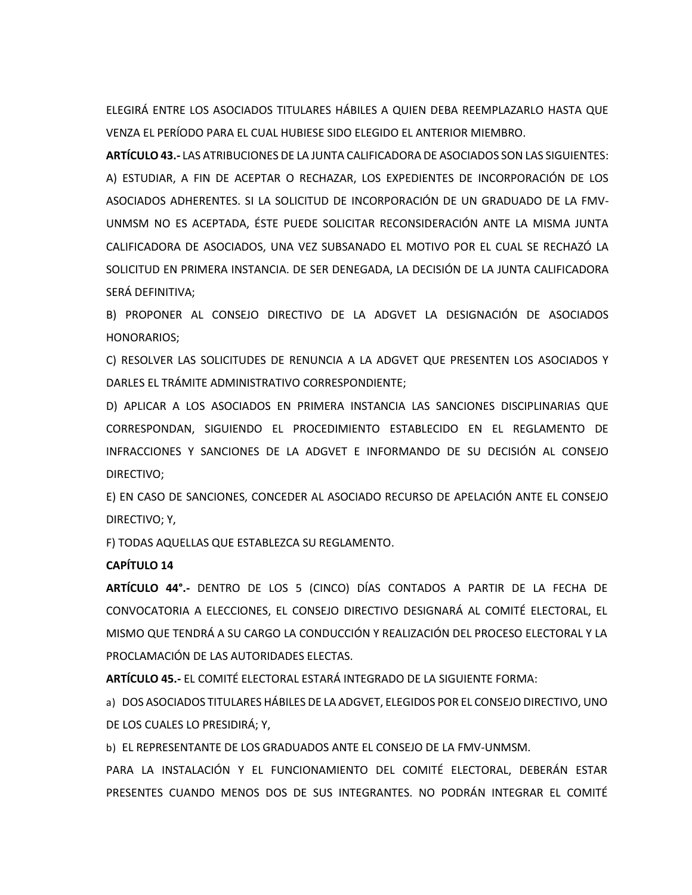ELEGIRÁ ENTRE LOS ASOCIADOS TITULARES HÁBILES A QUIEN DEBA REEMPLAZARLO HASTA QUE VENZA EL PERÍODO PARA EL CUAL HUBIESE SIDO ELEGIDO EL ANTERIOR MIEMBRO.

**ARTÍCULO 43.-** LAS ATRIBUCIONES DE LA JUNTA CALIFICADORA DE ASOCIADOS SON LAS SIGUIENTES:

A) ESTUDIAR, A FIN DE ACEPTAR O RECHAZAR, LOS EXPEDIENTES DE INCORPORACIÓN DE LOS ASOCIADOS ADHERENTES. SI LA SOLICITUD DE INCORPORACIÓN DE UN GRADUADO DE LA FMV-UNMSM NO ES ACEPTADA, ÉSTE PUEDE SOLICITAR RECONSIDERACIÓN ANTE LA MISMA JUNTA CALIFICADORA DE ASOCIADOS, UNA VEZ SUBSANADO EL MOTIVO POR EL CUAL SE RECHAZÓ LA SOLICITUD EN PRIMERA INSTANCIA. DE SER DENEGADA, LA DECISIÓN DE LA JUNTA CALIFICADORA SERÁ DEFINITIVA;

B) PROPONER AL CONSEJO DIRECTIVO DE LA ADGVET LA DESIGNACIÓN DE ASOCIADOS HONORARIOS;

C) RESOLVER LAS SOLICITUDES DE RENUNCIA A LA ADGVET QUE PRESENTEN LOS ASOCIADOS Y DARLES EL TRÁMITE ADMINISTRATIVO CORRESPONDIENTE;

D) APLICAR A LOS ASOCIADOS EN PRIMERA INSTANCIA LAS SANCIONES DISCIPLINARIAS QUE CORRESPONDAN, SIGUIENDO EL PROCEDIMIENTO ESTABLECIDO EN EL REGLAMENTO DE INFRACCIONES Y SANCIONES DE LA ADGVET E INFORMANDO DE SU DECISIÓN AL CONSEJO DIRECTIVO;

E) EN CASO DE SANCIONES, CONCEDER AL ASOCIADO RECURSO DE APELACIÓN ANTE EL CONSEJO DIRECTIVO; Y,

F) TODAS AQUELLAS QUE ESTABLEZCA SU REGLAMENTO.

**CAPÍTULO 14**

**ARTÍCULO 44°.-** DENTRO DE LOS 5 (CINCO) DÍAS CONTADOS A PARTIR DE LA FECHA DE CONVOCATORIA A ELECCIONES, EL CONSEJO DIRECTIVO DESIGNARÁ AL COMITÉ ELECTORAL, EL MISMO QUE TENDRÁ A SU CARGO LA CONDUCCIÓN Y REALIZACIÓN DEL PROCESO ELECTORAL Y LA PROCLAMACIÓN DE LAS AUTORIDADES ELECTAS.

**ARTÍCULO 45.-** EL COMITÉ ELECTORAL ESTARÁ INTEGRADO DE LA SIGUIENTE FORMA:

a) DOS ASOCIADOS TITULARES HÁBILES DE LA ADGVET, ELEGIDOS POR EL CONSEJO DIRECTIVO, UNO DE LOS CUALES LO PRESIDIRÁ; Y,

b) EL REPRESENTANTE DE LOS GRADUADOS ANTE EL CONSEJO DE LA FMV-UNMSM.

PARA LA INSTALACIÓN Y EL FUNCIONAMIENTO DEL COMITÉ ELECTORAL, DEBERÁN ESTAR PRESENTES CUANDO MENOS DOS DE SUS INTEGRANTES. NO PODRÁN INTEGRAR EL COMITÉ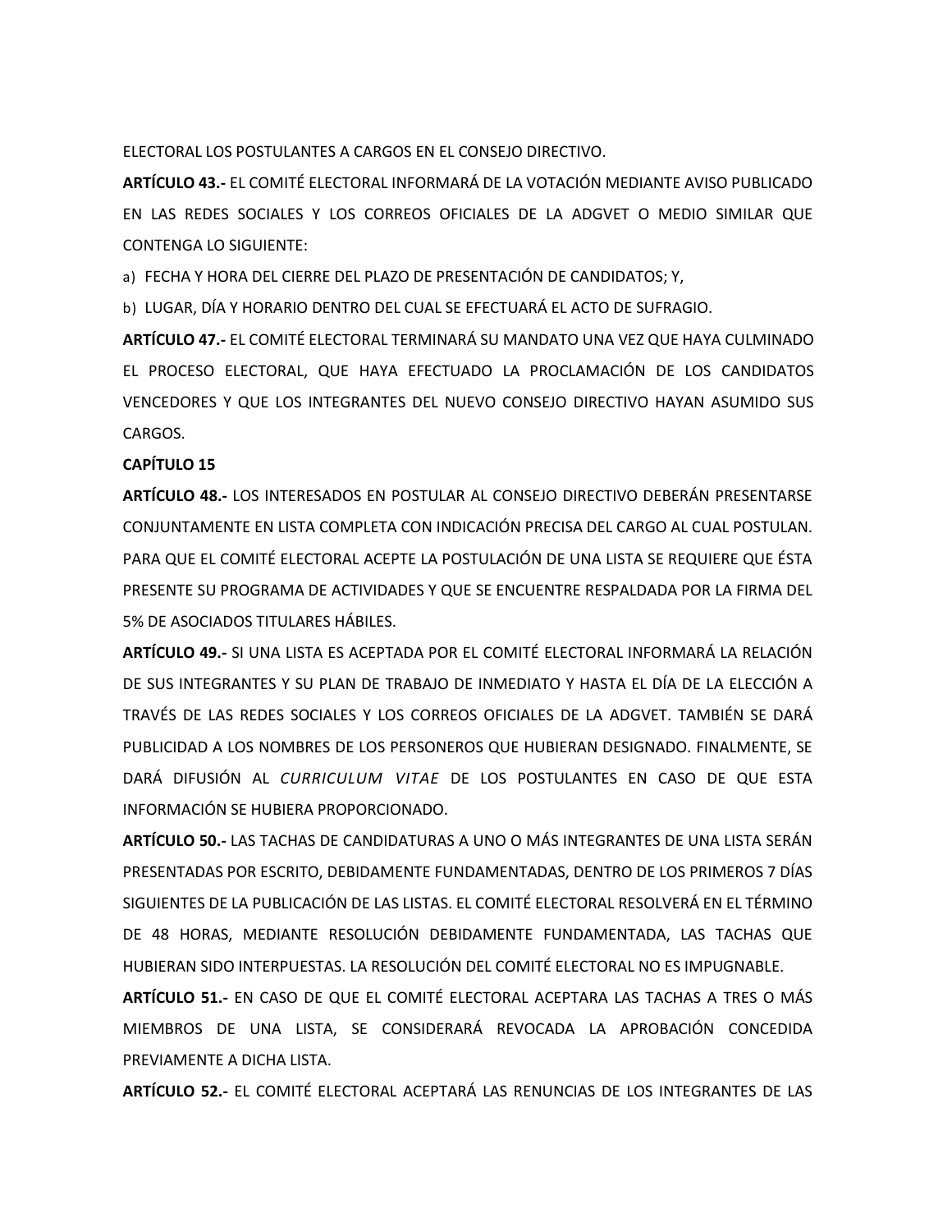ELECTORAL LOS POSTULANTES A CARGOS EN EL CONSEJO DIRECTIVO.

**ARTÍCULO 43.-** EL COMITÉ ELECTORAL INFORMARÁ DE LA VOTACIÓN MEDIANTE AVISO PUBLICADO EN LAS REDES SOCIALES Y LOS CORREOS OFICIALES DE LA ADGVET O MEDIO SIMILAR QUE CONTENGA LO SIGUIENTE:

a) FECHA Y HORA DEL CIERRE DEL PLAZO DE PRESENTACIÓN DE CANDIDATOS; Y,

b) LUGAR, DÍA Y HORARIO DENTRO DEL CUAL SE EFECTUARÁ EL ACTO DE SUFRAGIO.

**ARTÍCULO 47.-** EL COMITÉ ELECTORAL TERMINARÁ SU MANDATO UNA VEZ QUE HAYA CULMINADO EL PROCESO ELECTORAL, QUE HAYA EFECTUADO LA PROCLAMACIÓN DE LOS CANDIDATOS VENCEDORES Y QUE LOS INTEGRANTES DEL NUEVO CONSEJO DIRECTIVO HAYAN ASUMIDO SUS CARGOS.

**CAPÍTULO 15**

**ARTÍCULO 48.-** LOS INTERESADOS EN POSTULAR AL CONSEJO DIRECTIVO DEBERÁN PRESENTARSE CONJUNTAMENTE EN LISTA COMPLETA CON INDICACIÓN PRECISA DEL CARGO AL CUAL POSTULAN. PARA QUE EL COMITÉ ELECTORAL ACEPTE LA POSTULACIÓN DE UNA LISTA SE REQUIERE QUE ÉSTA PRESENTE SU PROGRAMA DE ACTIVIDADES Y QUE SE ENCUENTRE RESPALDADA POR LA FIRMA DEL 5% DE ASOCIADOS TITULARES HÁBILES.

**ARTÍCULO 49.-** SI UNA LISTA ES ACEPTADA POR EL COMITÉ ELECTORAL INFORMARÁ LA RELACIÓN DE SUS INTEGRANTES Y SU PLAN DE TRABAJO DE INMEDIATO Y HASTA EL DÍA DE LA ELECCIÓN A TRAVÉS DE LAS REDES SOCIALES Y LOS CORREOS OFICIALES DE LA ADGVET. TAMBIÉN SE DARÁ PUBLICIDAD A LOS NOMBRES DE LOS PERSONEROS QUE HUBIERAN DESIGNADO. FINALMENTE, SE DARÁ DIFUSIÓN AL *CURRICULUM VITAE* DE LOS POSTULANTES EN CASO DE QUE ESTA INFORMACIÓN SE HUBIERA PROPORCIONADO.

**ARTÍCULO 50.-** LAS TACHAS DE CANDIDATURAS A UNO O MÁS INTEGRANTES DE UNA LISTA SERÁN PRESENTADAS POR ESCRITO, DEBIDAMENTE FUNDAMENTADAS, DENTRO DE LOS PRIMEROS 7 DÍAS SIGUIENTES DE LA PUBLICACIÓN DE LAS LISTAS. EL COMITÉ ELECTORAL RESOLVERÁ EN EL TÉRMINO DE 48 HORAS, MEDIANTE RESOLUCIÓN DEBIDAMENTE FUNDAMENTADA, LAS TACHAS QUE HUBIERAN SIDO INTERPUESTAS. LA RESOLUCIÓN DEL COMITÉ ELECTORAL NO ES IMPUGNABLE.

**ARTÍCULO 51.-** EN CASO DE QUE EL COMITÉ ELECTORAL ACEPTARA LAS TACHAS A TRES O MÁS MIEMBROS DE UNA LISTA, SE CONSIDERARÁ REVOCADA LA APROBACIÓN CONCEDIDA PREVIAMENTE A DICHA LISTA.

**ARTÍCULO 52.-** EL COMITÉ ELECTORAL ACEPTARÁ LAS RENUNCIAS DE LOS INTEGRANTES DE LAS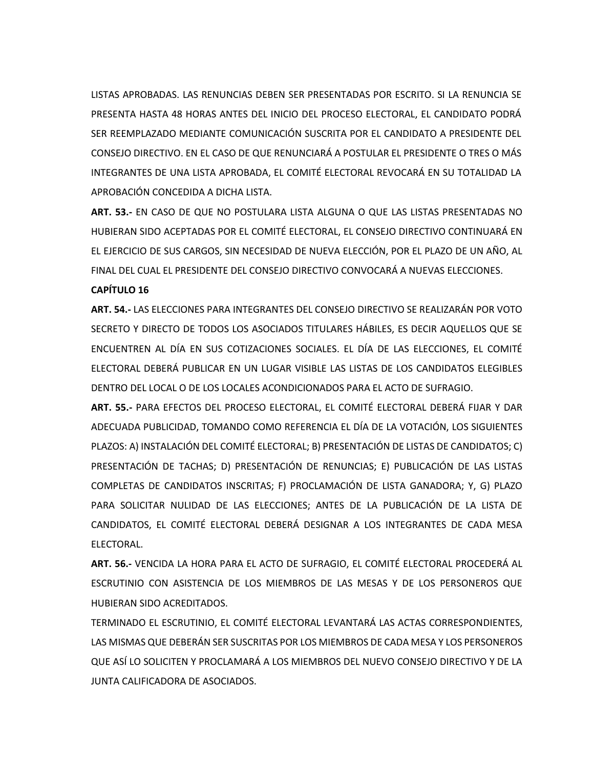LISTAS APROBADAS. LAS RENUNCIAS DEBEN SER PRESENTADAS POR ESCRITO. SI LA RENUNCIA SE PRESENTA HASTA 48 HORAS ANTES DEL INICIO DEL PROCESO ELECTORAL, EL CANDIDATO PODRÁ SER REEMPLAZADO MEDIANTE COMUNICACIÓN SUSCRITA POR EL CANDIDATO A PRESIDENTE DEL CONSEJO DIRECTIVO. EN EL CASO DE QUE RENUNCIARÁ A POSTULAR EL PRESIDENTE O TRES O MÁS INTEGRANTES DE UNA LISTA APROBADA, EL COMITÉ ELECTORAL REVOCARÁ EN SU TOTALIDAD LA APROBACIÓN CONCEDIDA A DICHA LISTA.

**ART. 53.-** EN CASO DE QUE NO POSTULARA LISTA ALGUNA O QUE LAS LISTAS PRESENTADAS NO HUBIERAN SIDO ACEPTADAS POR EL COMITÉ ELECTORAL, EL CONSEJO DIRECTIVO CONTINUARÁ EN EL EJERCICIO DE SUS CARGOS, SIN NECESIDAD DE NUEVA ELECCIÓN, POR EL PLAZO DE UN AÑO, AL FINAL DEL CUAL EL PRESIDENTE DEL CONSEJO DIRECTIVO CONVOCARÁ A NUEVAS ELECCIONES.

**CAPÍTULO 16**

**ART. 54.-** LAS ELECCIONES PARA INTEGRANTES DEL CONSEJO DIRECTIVO SE REALIZARÁN POR VOTO SECRETO Y DIRECTO DE TODOS LOS ASOCIADOS TITULARES HÁBILES, ES DECIR AQUELLOS QUE SE ENCUENTREN AL DÍA EN SUS COTIZACIONES SOCIALES. EL DÍA DE LAS ELECCIONES, EL COMITÉ ELECTORAL DEBERÁ PUBLICAR EN UN LUGAR VISIBLE LAS LISTAS DE LOS CANDIDATOS ELEGIBLES DENTRO DEL LOCAL O DE LOS LOCALES ACONDICIONADOS PARA EL ACTO DE SUFRAGIO.

**ART. 55.-** PARA EFECTOS DEL PROCESO ELECTORAL, EL COMITÉ ELECTORAL DEBERÁ FIJAR Y DAR ADECUADA PUBLICIDAD, TOMANDO COMO REFERENCIA EL DÍA DE LA VOTACIÓN, LOS SIGUIENTES PLAZOS: A) INSTALACIÓN DEL COMITÉ ELECTORAL; B) PRESENTACIÓN DE LISTAS DE CANDIDATOS; C) PRESENTACIÓN DE TACHAS; D) PRESENTACIÓN DE RENUNCIAS; E) PUBLICACIÓN DE LAS LISTAS COMPLETAS DE CANDIDATOS INSCRITAS; F) PROCLAMACIÓN DE LISTA GANADORA; Y, G) PLAZO PARA SOLICITAR NULIDAD DE LAS ELECCIONES; ANTES DE LA PUBLICACIÓN DE LA LISTA DE CANDIDATOS, EL COMITÉ ELECTORAL DEBERÁ DESIGNAR A LOS INTEGRANTES DE CADA MESA ELECTORAL.

**ART. 56.-** VENCIDA LA HORA PARA EL ACTO DE SUFRAGIO, EL COMITÉ ELECTORAL PROCEDERÁ AL ESCRUTINIO CON ASISTENCIA DE LOS MIEMBROS DE LAS MESAS Y DE LOS PERSONEROS QUE HUBIERAN SIDO ACREDITADOS.

TERMINADO EL ESCRUTINIO, EL COMITÉ ELECTORAL LEVANTARÁ LAS ACTAS CORRESPONDIENTES, LAS MISMAS QUE DEBERÁN SER SUSCRITAS POR LOS MIEMBROS DE CADA MESA Y LOS PERSONEROS QUE ASÍ LO SOLICITEN Y PROCLAMARÁ A LOS MIEMBROS DEL NUEVO CONSEJO DIRECTIVO Y DE LA JUNTA CALIFICADORA DE ASOCIADOS.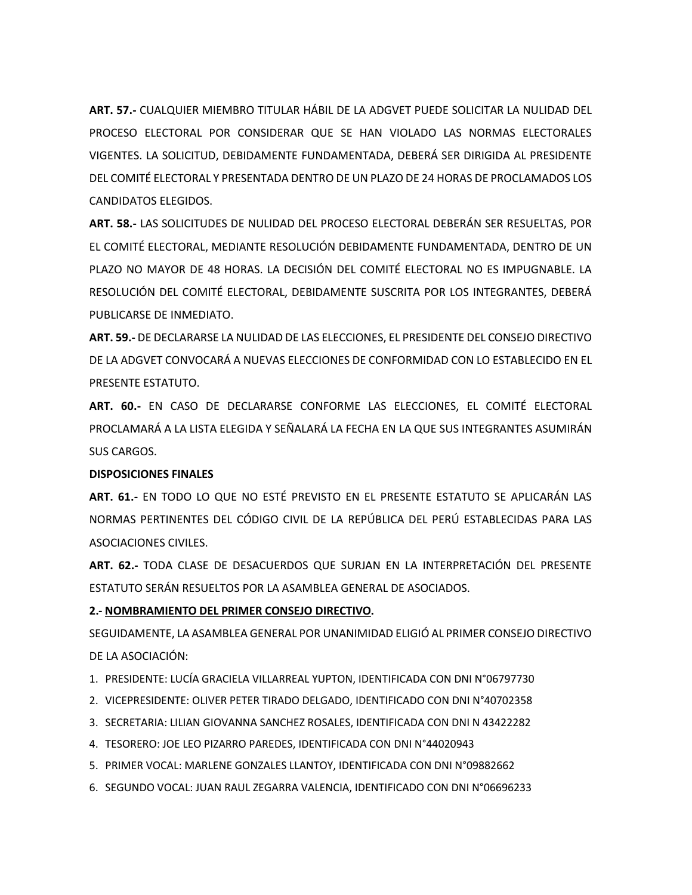**ART. 57.-** CUALQUIER MIEMBRO TITULAR HÁBIL DE LA ADGVET PUEDE SOLICITAR LA NULIDAD DEL PROCESO ELECTORAL POR CONSIDERAR QUE SE HAN VIOLADO LAS NORMAS ELECTORALES VIGENTES. LA SOLICITUD, DEBIDAMENTE FUNDAMENTADA, DEBERÁ SER DIRIGIDA AL PRESIDENTE DEL COMITÉ ELECTORAL Y PRESENTADA DENTRO DE UN PLAZO DE 24 HORAS DE PROCLAMADOS LOS CANDIDATOS ELEGIDOS.

**ART. 58.-** LAS SOLICITUDES DE NULIDAD DEL PROCESO ELECTORAL DEBERÁN SER RESUELTAS, POR EL COMITÉ ELECTORAL, MEDIANTE RESOLUCIÓN DEBIDAMENTE FUNDAMENTADA, DENTRO DE UN PLAZO NO MAYOR DE 48 HORAS. LA DECISIÓN DEL COMITÉ ELECTORAL NO ES IMPUGNABLE. LA RESOLUCIÓN DEL COMITÉ ELECTORAL, DEBIDAMENTE SUSCRITA POR LOS INTEGRANTES, DEBERÁ PUBLICARSE DE INMEDIATO.

**ART. 59.-** DE DECLARARSE LA NULIDAD DE LAS ELECCIONES, EL PRESIDENTE DEL CONSEJO DIRECTIVO DE LA ADGVET CONVOCARÁ A NUEVAS ELECCIONES DE CONFORMIDAD CON LO ESTABLECIDO EN EL PRESENTE ESTATUTO.

**ART. 60.-** EN CASO DE DECLARARSE CONFORME LAS ELECCIONES, EL COMITÉ ELECTORAL PROCLAMARÁ A LA LISTA ELEGIDA Y SEÑALARÁ LA FECHA EN LA QUE SUS INTEGRANTES ASUMIRÁN SUS CARGOS.

**DISPOSICIONES FINALES**

**ART. 61.-** EN TODO LO QUE NO ESTÉ PREVISTO EN EL PRESENTE ESTATUTO SE APLICARÁN LAS NORMAS PERTINENTES DEL CÓDIGO CIVIL DE LA REPÚBLICA DEL PERÚ ESTABLECIDAS PARA LAS ASOCIACIONES CIVILES.

**ART. 62.-** TODA CLASE DE DESACUERDOS QUE SURJAN EN LA INTERPRETACIÓN DEL PRESENTE ESTATUTO SERÁN RESUELTOS POR LA ASAMBLEA GENERAL DE ASOCIADOS.

**2.- <u>NOMBRAMIENTO DEL PRIMER CONSEJO DIRECTIVO</u>.**

SEGUIDAMENTE, LA ASAMBLEA GENERAL POR UNANIMIDAD ELIGIÓ AL PRIMER CONSEJO DIRECTIVO DE LA ASOCIACIÓN:

1. PRESIDENTE: LUCÍA GRACIELA VILLARREAL YUPTON, IDENTIFICADA CON DNI N°06797730
2. VICEPRESIDENTE: OLIVER PETER TIRADO DELGADO, IDENTIFICADO CON DNI N°40702358
3. SECRETARIA: LILIAN GIOVANNA SANCHEZ ROSALES, IDENTIFICADA CON DNI N 43422282
4. TESORERO: JOE LEO PIZARRO PAREDES, IDENTIFICADA CON DNI N°44020943
5. PRIMER VOCAL: MARLENE GONZALES LLANTOY, IDENTIFICADA CON DNI N°09882662
6. SEGUNDO VOCAL: JUAN RAUL ZEGARRA VALENCIA, IDENTIFICADO CON DNI N°06696233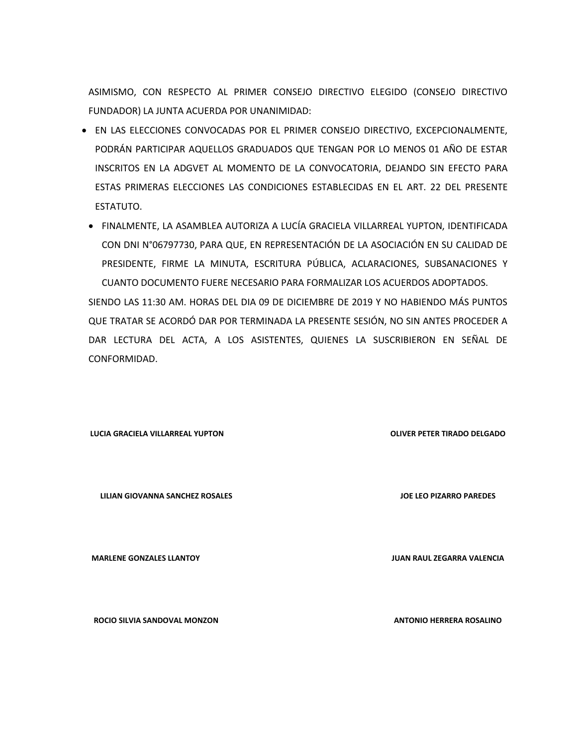ASIMISMO, CON RESPECTO AL PRIMER CONSEJO DIRECTIVO ELEGIDO (CONSEJO DIRECTIVO FUNDADOR) LA JUNTA ACUERDA POR UNANIMIDAD:

- EN LAS ELECCIONES CONVOCADAS POR EL PRIMER CONSEJO DIRECTIVO, EXCEPCIONALMENTE, PODRÁN PARTICIPAR AQUELLOS GRADUADOS QUE TENGAN POR LO MENOS 01 AÑO DE ESTAR INSCRITOS EN LA ADGVET AL MOMENTO DE LA CONVOCATORIA, DEJANDO SIN EFECTO PARA ESTAS PRIMERAS ELECCIONES LAS CONDICIONES ESTABLECIDAS EN EL ART. 22 DEL PRESENTE ESTATUTO.
- FINALMENTE, LA ASAMBLEA AUTORIZA A LUCÍA GRACIELA VILLARREAL YUPTON, IDENTIFICADA CON DNI N°06797730, PARA QUE, EN REPRESENTACIÓN DE LA ASOCIACIÓN EN SU CALIDAD DE PRESIDENTE, FIRME LA MINUTA, ESCRITURA PÚBLICA, ACLARACIONES, SUBSANACIONES Y CUANTO DOCUMENTO FUERE NECESARIO PARA FORMALIZAR LOS ACUERDOS ADOPTADOS.

SIENDO LAS 11:30 AM. HORAS DEL DIA 09 DE DICIEMBRE DE 2019 Y NO HABIENDO MÁS PUNTOS QUE TRATAR SE ACORDÓ DAR POR TERMINADA LA PRESENTE SESIÓN, NO SIN ANTES PROCEDER A DAR LECTURA DEL ACTA, A LOS ASISTENTES, QUIENES LA SUSCRIBIERON EN SEÑAL DE CONFORMIDAD.

**LUCIA GRACIELA VILLARREAL YUPTON**

**OLIVER PETER TIRADO DELGADO**

**LILIAN GIOVANNA SANCHEZ ROSALES**

**JOE LEO PIZARRO PAREDES**

**MARLENE GONZALES LLANTOY**

**JUAN RAUL ZEGARRA VALENCIA**

**ROCIO SILVIA SANDOVAL MONZON**

**ANTONIO HERRERA ROSALINO**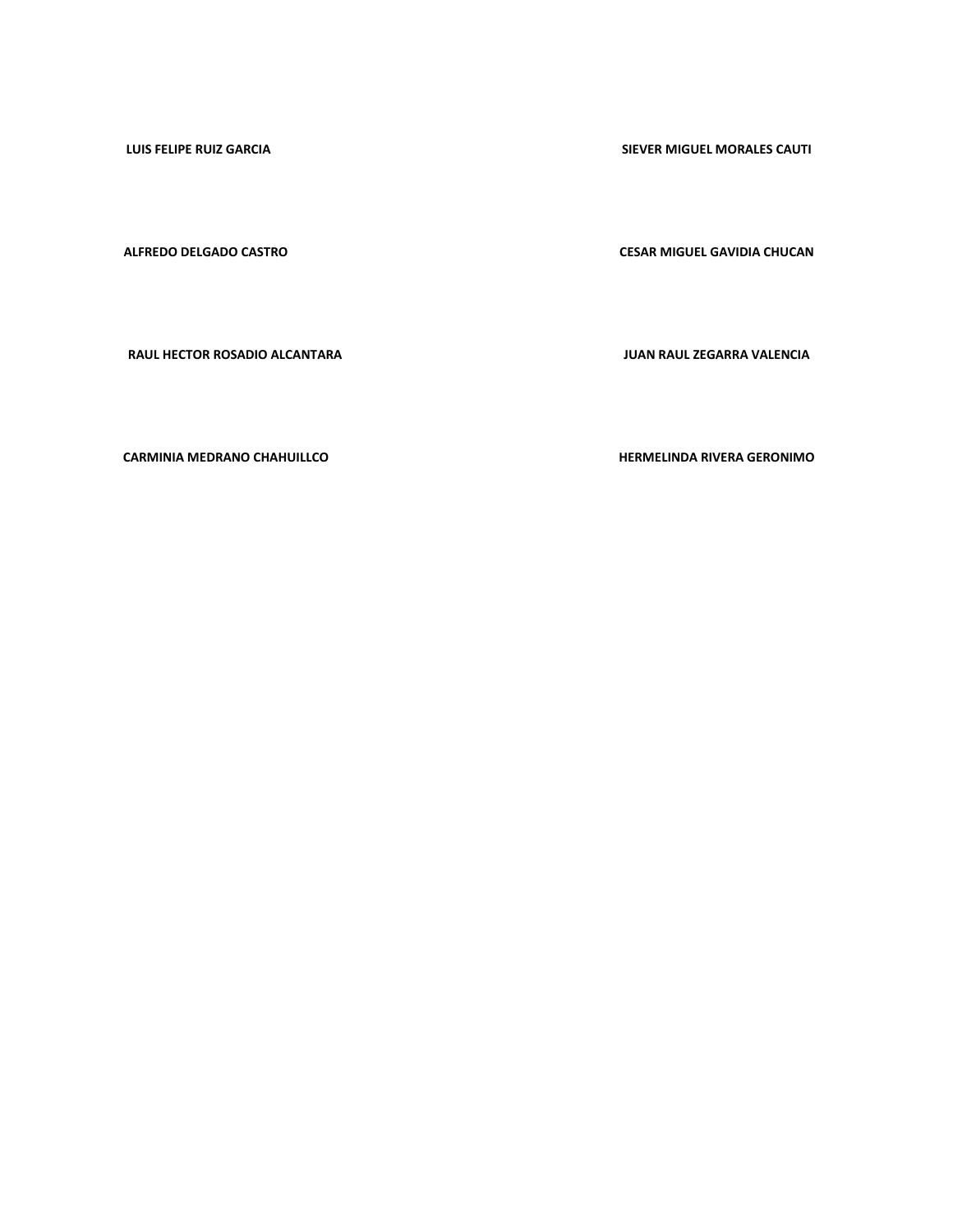**LUIS FELIPE RUIZ GARCIA**

**SIEVER MIGUEL MORALES CAUTI**

**ALFREDO DELGADO CASTRO**

**CESAR MIGUEL GAVIDIA CHUCAN**

**RAUL HECTOR ROSADIO ALCANTARA**

**JUAN RAUL ZEGARRA VALENCIA**

**CARMINIA MEDRANO CHAHUILLCO**

**HERMELINDA RIVERA GERONIMO**